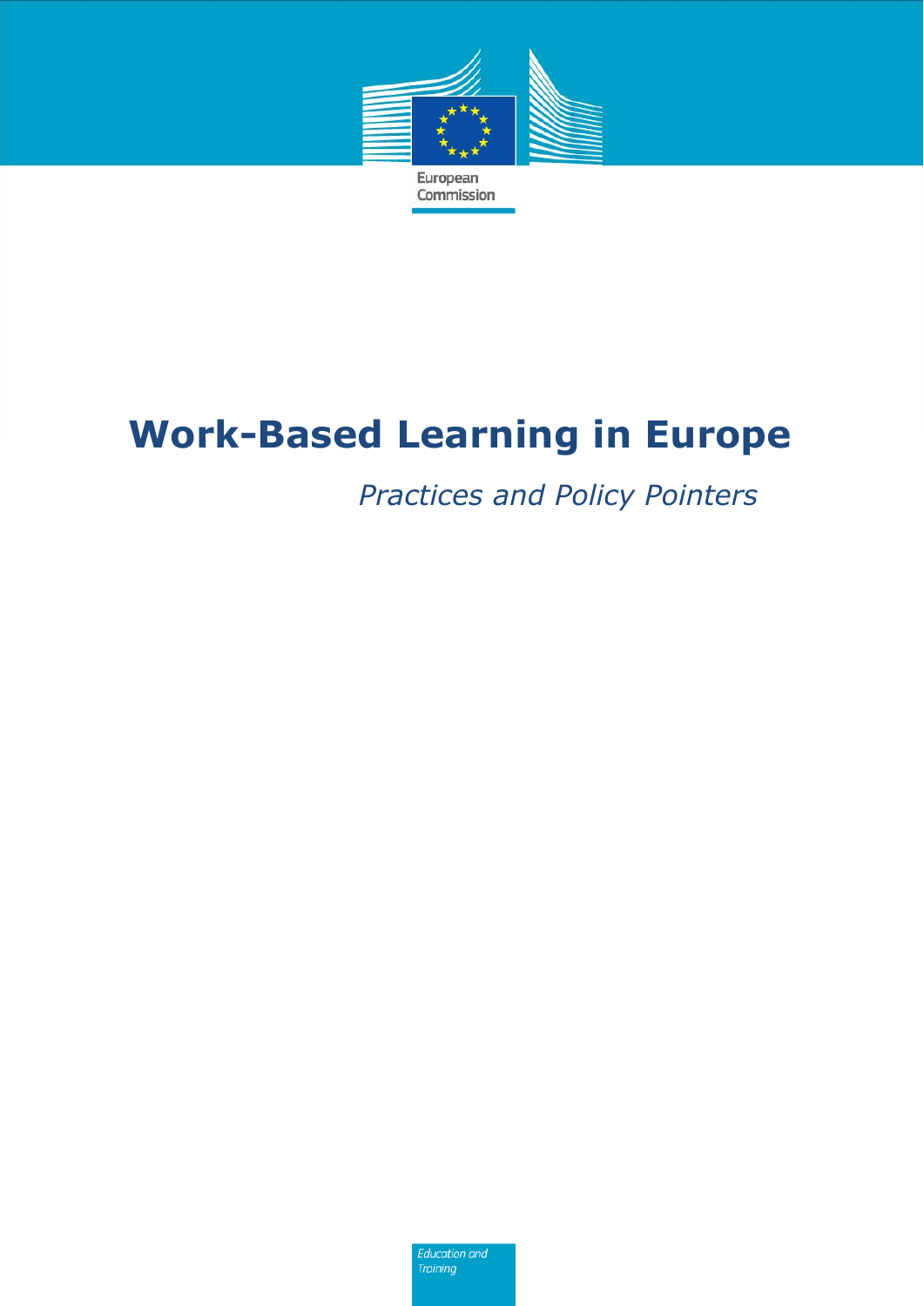European Commission

# Work-Based Learning in Europe

*Practices and Policy Pointers*

*Education and Training*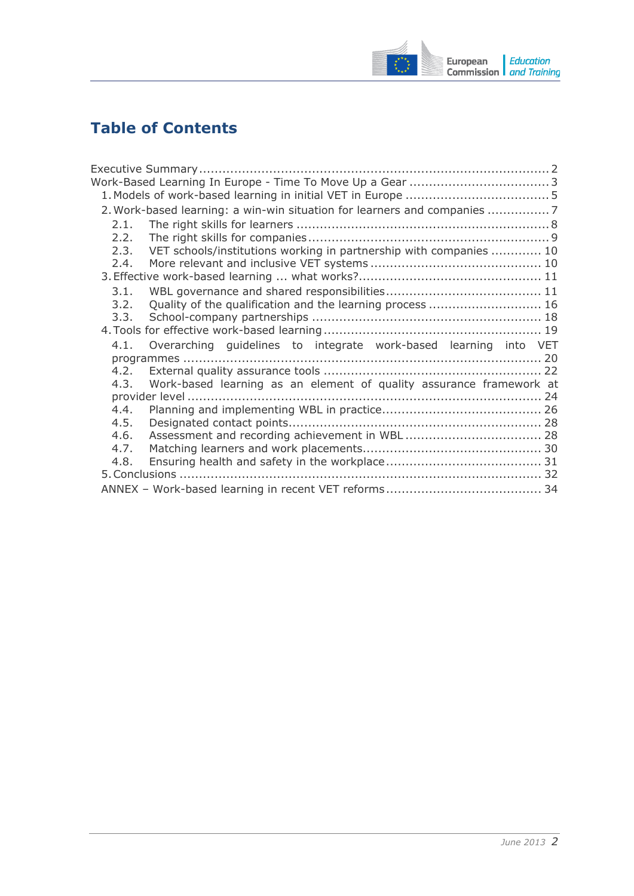# Table of Contents

Executive Summary ........................................................................................ 2
Work-Based Learning In Europe - Time To Move Up a Gear .................................... 3
1. Models of work-based learning in initial VET in Europe ..................................... 5
2. Work-based learning: a win-win situation for learners and companies ................ 7
   - 2.1. The right skills for learners ................................................................. 8
   - 2.2. The right skills for companies .............................................................. 9
   - 2.3. VET schools/institutions working in partnership with companies ............. 10
   - 2.4. More relevant and inclusive VET systems ............................................ 10
3. Effective work-based learning ... what works?................................................ 11
   - 3.1. WBL governance and shared responsibilities ........................................ 11
   - 3.2. Quality of the qualification and the learning process ............................ 16
   - 3.3. School-company partnerships ............................................................ 18
4. Tools for effective work-based learning ........................................................ 19
   - 4.1. Overarching guidelines to integrate work-based learning into VET programmes ........................................................................................ 20
   - 4.2. External quality assurance tools ........................................................ 22
   - 4.3. Work-based learning as an element of quality assurance framework at provider level .......................................................................................... 24
   - 4.4. Planning and implementing WBL in practice ......................................... 26
   - 4.5. Designated contact points ................................................................. 28
   - 4.6. Assessment and recording achievement in WBL ................................... 28
   - 4.7. Matching learners and work placements .............................................. 30
   - 4.8. Ensuring health and safety in the workplace ........................................ 31
5. Conclusions ............................................................................................ 32

ANNEX – Work-based learning in recent VET reforms ........................................ 34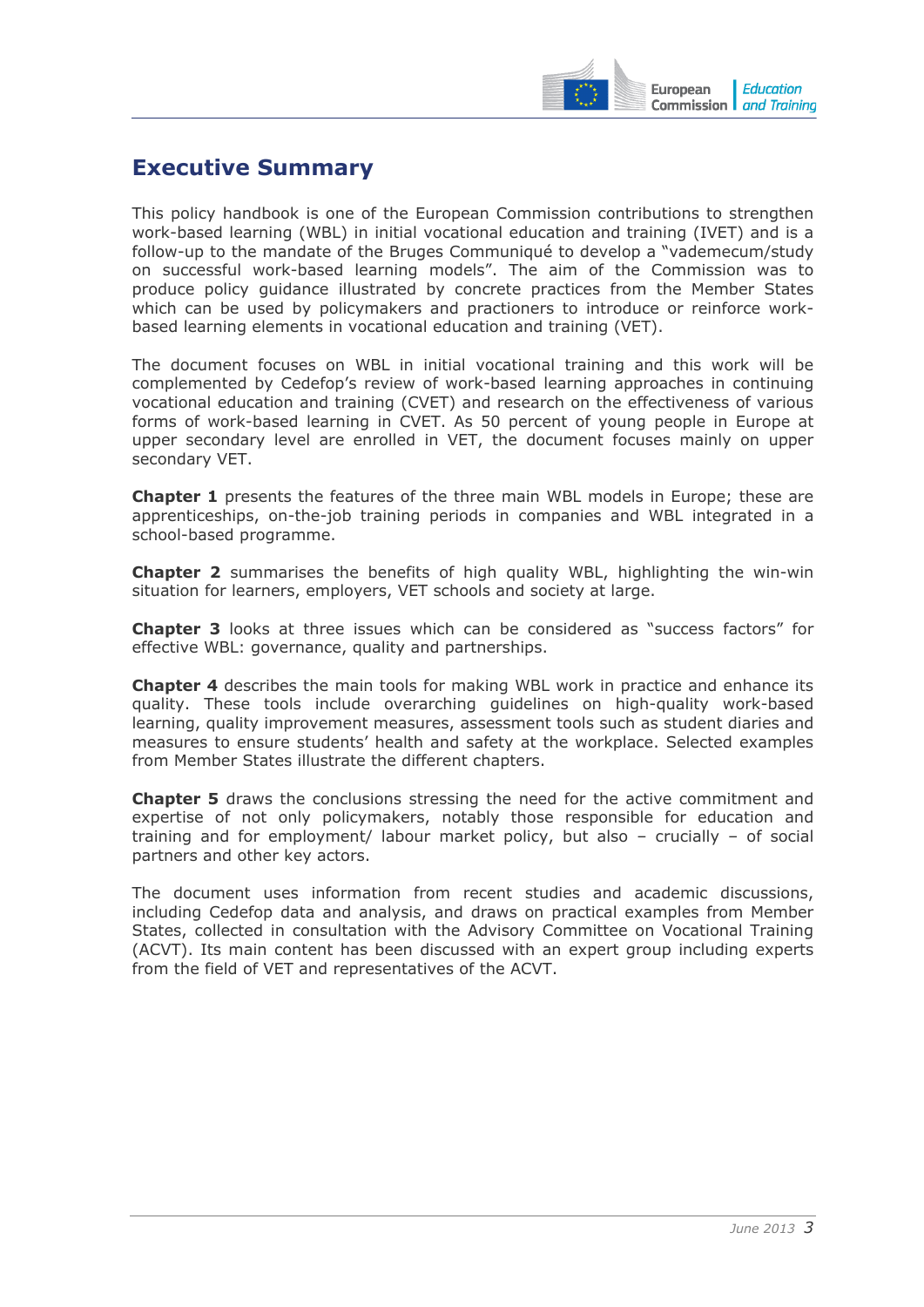## Executive Summary

This policy handbook is one of the European Commission contributions to strengthen work-based learning (WBL) in initial vocational education and training (IVET) and is a follow-up to the mandate of the Bruges Communiqué to develop a "vademecum/study on successful work-based learning models". The aim of the Commission was to produce policy guidance illustrated by concrete practices from the Member States which can be used by policymakers and practioners to introduce or reinforce work-based learning elements in vocational education and training (VET).

The document focuses on WBL in initial vocational training and this work will be complemented by Cedefop's review of work-based learning approaches in continuing vocational education and training (CVET) and research on the effectiveness of various forms of work-based learning in CVET. As 50 percent of young people in Europe at upper secondary level are enrolled in VET, the document focuses mainly on upper secondary VET.

**Chapter 1** presents the features of the three main WBL models in Europe; these are apprenticeships, on-the-job training periods in companies and WBL integrated in a school-based programme.

**Chapter 2** summarises the benefits of high quality WBL, highlighting the win-win situation for learners, employers, VET schools and society at large.

**Chapter 3** looks at three issues which can be considered as "success factors" for effective WBL: governance, quality and partnerships.

**Chapter 4** describes the main tools for making WBL work in practice and enhance its quality. These tools include overarching guidelines on high-quality work-based learning, quality improvement measures, assessment tools such as student diaries and measures to ensure students' health and safety at the workplace. Selected examples from Member States illustrate the different chapters.

**Chapter 5** draws the conclusions stressing the need for the active commitment and expertise of not only policymakers, notably those responsible for education and training and for employment/ labour market policy, but also – crucially – of social partners and other key actors.

The document uses information from recent studies and academic discussions, including Cedefop data and analysis, and draws on practical examples from Member States, collected in consultation with the Advisory Committee on Vocational Training (ACVT). Its main content has been discussed with an expert group including experts from the field of VET and representatives of the ACVT.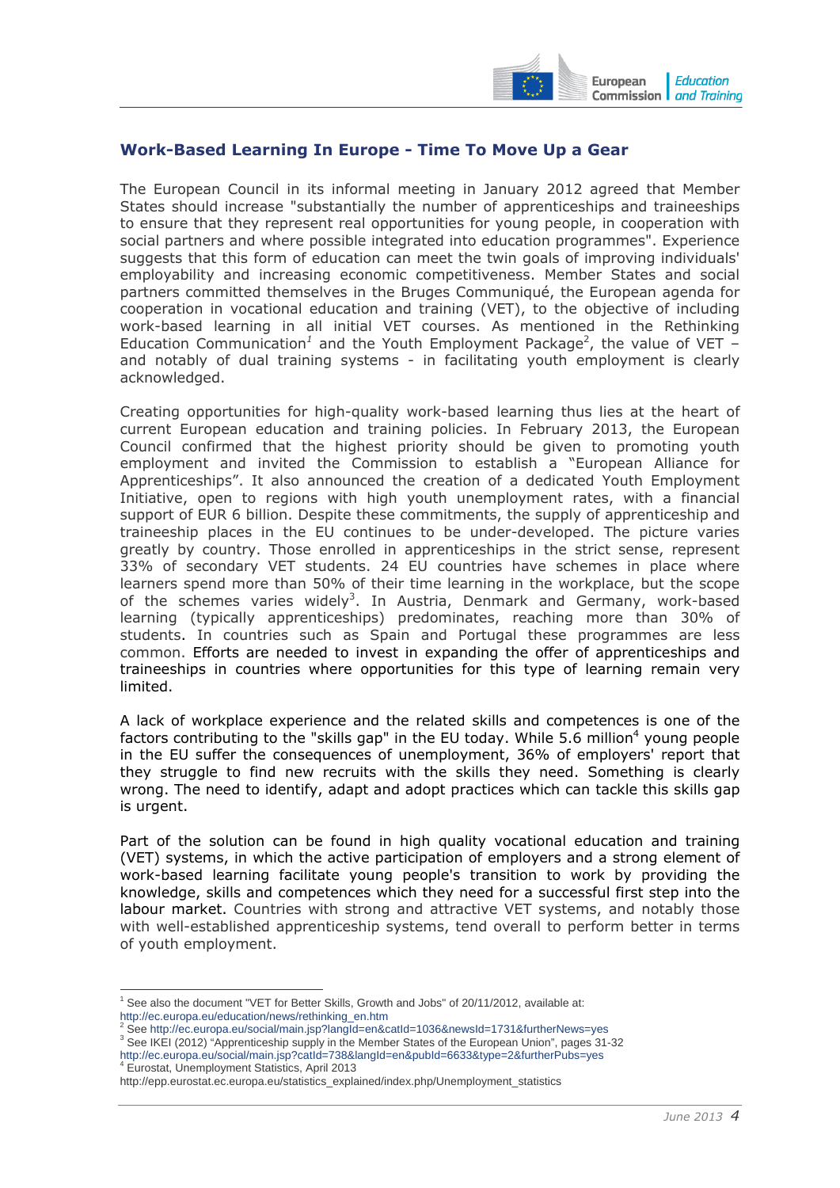## Work-Based Learning In Europe - Time To Move Up a Gear

The European Council in its informal meeting in January 2012 agreed that Member States should increase "substantially the number of apprenticeships and traineeships to ensure that they represent real opportunities for young people, in cooperation with social partners and where possible integrated into education programmes". Experience suggests that this form of education can meet the twin goals of improving individuals' employability and increasing economic competitiveness. Member States and social partners committed themselves in the Bruges Communiqué, the European agenda for cooperation in vocational education and training (VET), to the objective of including work-based learning in all initial VET courses. As mentioned in the Rethinking Education Communication[1] and the Youth Employment Package[2], the value of VET – and notably of dual training systems - in facilitating youth employment is clearly acknowledged.

Creating opportunities for high-quality work-based learning thus lies at the heart of current European education and training policies. In February 2013, the European Council confirmed that the highest priority should be given to promoting youth employment and invited the Commission to establish a "European Alliance for Apprenticeships". It also announced the creation of a dedicated Youth Employment Initiative, open to regions with high youth unemployment rates, with a financial support of EUR 6 billion. Despite these commitments, the supply of apprenticeship and traineeship places in the EU continues to be under-developed. The picture varies greatly by country. Those enrolled in apprenticeships in the strict sense, represent 33% of secondary VET students. 24 EU countries have schemes in place where learners spend more than 50% of their time learning in the workplace, but the scope of the schemes varies widely[3]. In Austria, Denmark and Germany, work-based learning (typically apprenticeships) predominates, reaching more than 30% of students. In countries such as Spain and Portugal these programmes are less common. Efforts are needed to invest in expanding the offer of apprenticeships and traineeships in countries where opportunities for this type of learning remain very limited.

A lack of workplace experience and the related skills and competences is one of the factors contributing to the "skills gap" in the EU today. While 5.6 million[4] young people in the EU suffer the consequences of unemployment, 36% of employers' report that they struggle to find new recruits with the skills they need. Something is clearly wrong. The need to identify, adapt and adopt practices which can tackle this skills gap is urgent.

Part of the solution can be found in high quality vocational education and training (VET) systems, in which the active participation of employers and a strong element of work-based learning facilitate young people's transition to work by providing the knowledge, skills and competences which they need for a successful first step into the labour market. Countries with strong and attractive VET systems, and notably those with well-established apprenticeship systems, tend overall to perform better in terms of youth employment.

---

[1] See also the document "VET for Better Skills, Growth and Jobs" of 20/11/2012, available at: http://ec.europa.eu/education/news/rethinking_en.htm

[2] See http://ec.europa.eu/social/main.jsp?langId=en&catId=1036&newsId=1731&furtherNews=yes

[3] See IKEI (2012) "Apprenticeship supply in the Member States of the European Union", pages 31-32 http://ec.europa.eu/social/main.jsp?catId=738&langId=en&pubId=6633&type=2&furtherPubs=yes

[4] Eurostat, Unemployment Statistics, April 2013 http://epp.eurostat.ec.europa.eu/statistics_explained/index.php/Unemployment_statistics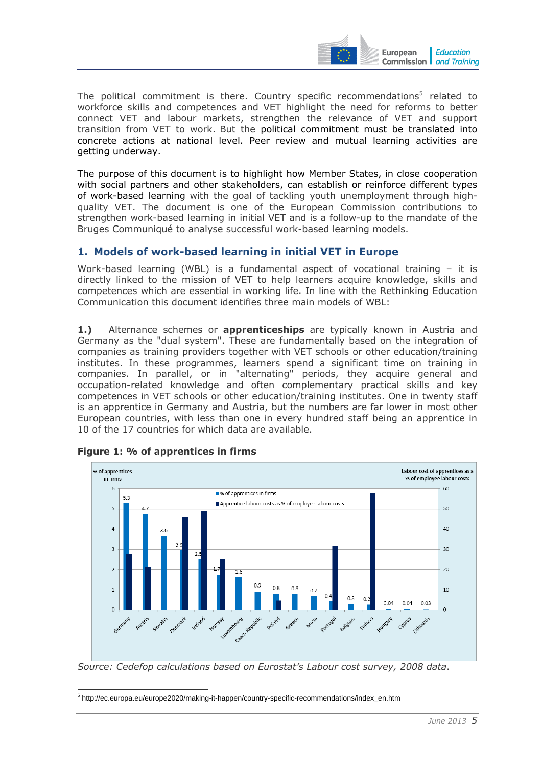The political commitment is there. Country specific recommendations[5] related to workforce skills and competences and VET highlight the need for reforms to better connect VET and labour markets, strengthen the relevance of VET and support transition from VET to work. But the political commitment must be translated into concrete actions at national level. Peer review and mutual learning activities are getting underway.

The purpose of this document is to highlight how Member States, in close cooperation with social partners and other stakeholders, can establish or reinforce different types of work-based learning with the goal of tackling youth unemployment through high-quality VET. The document is one of the European Commission contributions to strengthen work-based learning in initial VET and is a follow-up to the mandate of the Bruges Communiqué to analyse successful work-based learning models.

## 1. Models of work-based learning in initial VET in Europe

Work-based learning (WBL) is a fundamental aspect of vocational training – it is directly linked to the mission of VET to help learners acquire knowledge, skills and competences which are essential in working life. In line with the Rethinking Education Communication this document identifies three main models of WBL:

**1.)** Alternance schemes or **apprenticeships** are typically known in Austria and Germany as the "dual system". These are fundamentally based on the integration of companies as training providers together with VET schools or other education/training institutes. In these programmes, learners spend a significant time on training in companies. In parallel, or in "alternating" periods, they acquire general and occupation-related knowledge and often complementary practical skills and key competences in VET schools or other education/training institutes. One in twenty staff is an apprentice in Germany and Austria, but the numbers are far lower in most other European countries, with less than one in every hundred staff being an apprentice in 10 of the 17 countries for which data are available.

**Figure 1: % of apprentices in firms**

| Country | % of apprentices in firms |
|---|---|
| Germany | 5.3 |
| Austria | 4.7 |
| Slovakia | 3.6 |
| Denmark | 2.9 |
| Ireland | 2.5 |
| Norway | 1.7 |
| Luxembourg | 1.6 |
| Czech Republic | 0.9 |
| Poland | 0.8 |
| Greece | 0.8 |
| Malta | 0.7 |
| Portugal | 0.4 |
| Belgium | 0.3 |
| Finland | 0.2 |
| Hungary | 0.04 |
| Cyprus | 0.04 |
| Lithuania | 0.03 |

*Source: Cedefop calculations based on Eurostat's Labour cost survey, 2008 data.*

[5] http://ec.europa.eu/europe2020/making-it-happen/country-specific-recommendations/index_en.htm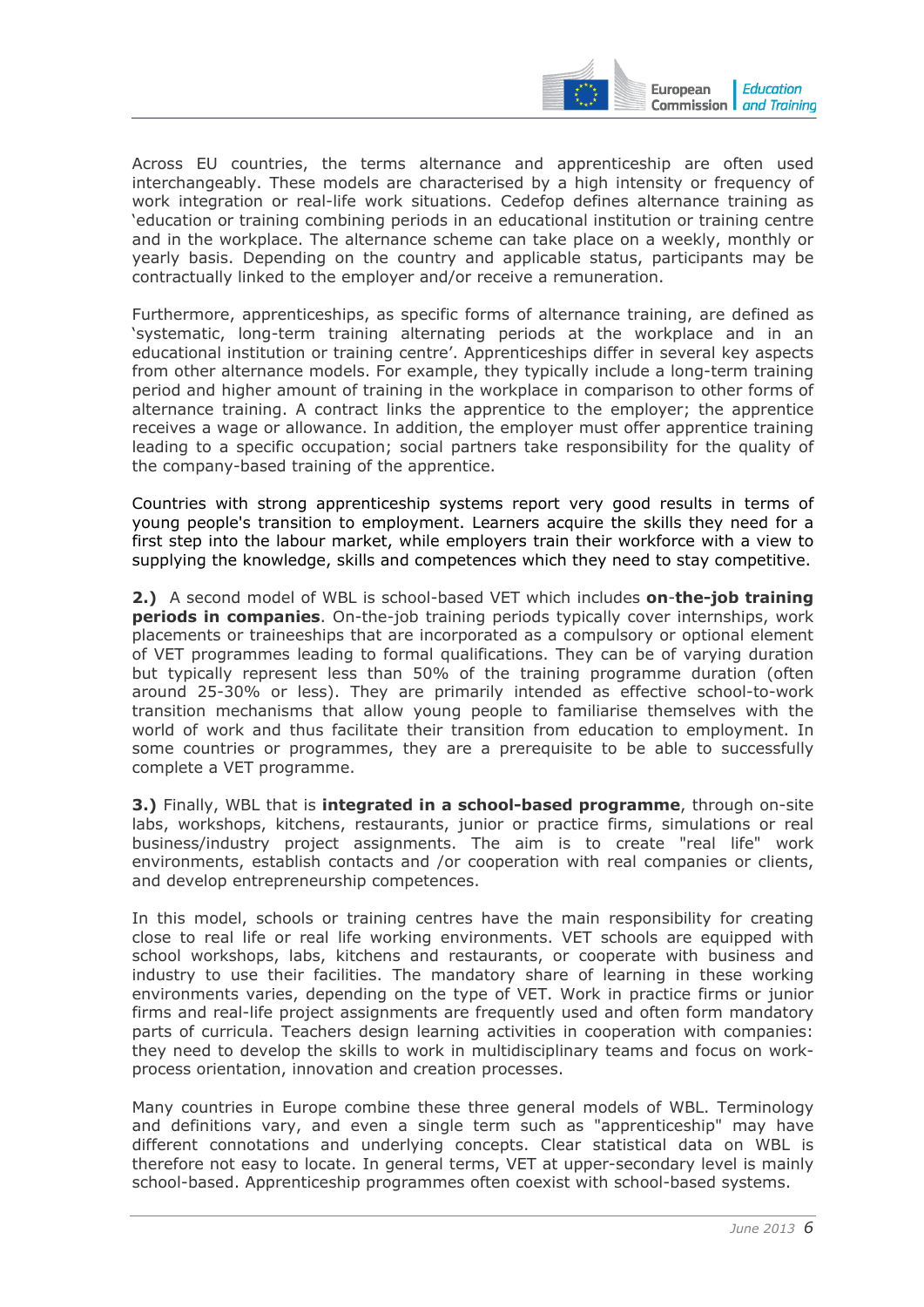Across EU countries, the terms alternance and apprenticeship are often used interchangeably. These models are characterised by a high intensity or frequency of work integration or real-life work situations. Cedefop defines alternance training as 'education or training combining periods in an educational institution or training centre and in the workplace. The alternance scheme can take place on a weekly, monthly or yearly basis. Depending on the country and applicable status, participants may be contractually linked to the employer and/or receive a remuneration.

Furthermore, apprenticeships, as specific forms of alternance training, are defined as 'systematic, long-term training alternating periods at the workplace and in an educational institution or training centre'. Apprenticeships differ in several key aspects from other alternance models. For example, they typically include a long-term training period and higher amount of training in the workplace in comparison to other forms of alternance training. A contract links the apprentice to the employer; the apprentice receives a wage or allowance. In addition, the employer must offer apprentice training leading to a specific occupation; social partners take responsibility for the quality of the company-based training of the apprentice.

Countries with strong apprenticeship systems report very good results in terms of young people's transition to employment. Learners acquire the skills they need for a first step into the labour market, while employers train their workforce with a view to supplying the knowledge, skills and competences which they need to stay competitive.

**2.)** A second model of WBL is school-based VET which includes **on-the-job training periods in companies**. On-the-job training periods typically cover internships, work placements or traineeships that are incorporated as a compulsory or optional element of VET programmes leading to formal qualifications. They can be of varying duration but typically represent less than 50% of the training programme duration (often around 25-30% or less). They are primarily intended as effective school-to-work transition mechanisms that allow young people to familiarise themselves with the world of work and thus facilitate their transition from education to employment. In some countries or programmes, they are a prerequisite to be able to successfully complete a VET programme.

**3.)** Finally, WBL that is **integrated in a school-based programme**, through on-site labs, workshops, kitchens, restaurants, junior or practice firms, simulations or real business/industry project assignments. The aim is to create "real life" work environments, establish contacts and /or cooperation with real companies or clients, and develop entrepreneurship competences.

In this model, schools or training centres have the main responsibility for creating close to real life or real life working environments. VET schools are equipped with school workshops, labs, kitchens and restaurants, or cooperate with business and industry to use their facilities. The mandatory share of learning in these working environments varies, depending on the type of VET. Work in practice firms or junior firms and real-life project assignments are frequently used and often form mandatory parts of curricula. Teachers design learning activities in cooperation with companies: they need to develop the skills to work in multidisciplinary teams and focus on work-process orientation, innovation and creation processes.

Many countries in Europe combine these three general models of WBL. Terminology and definitions vary, and even a single term such as "apprenticeship" may have different connotations and underlying concepts. Clear statistical data on WBL is therefore not easy to locate. In general terms, VET at upper-secondary level is mainly school-based. Apprenticeship programmes often coexist with school-based systems.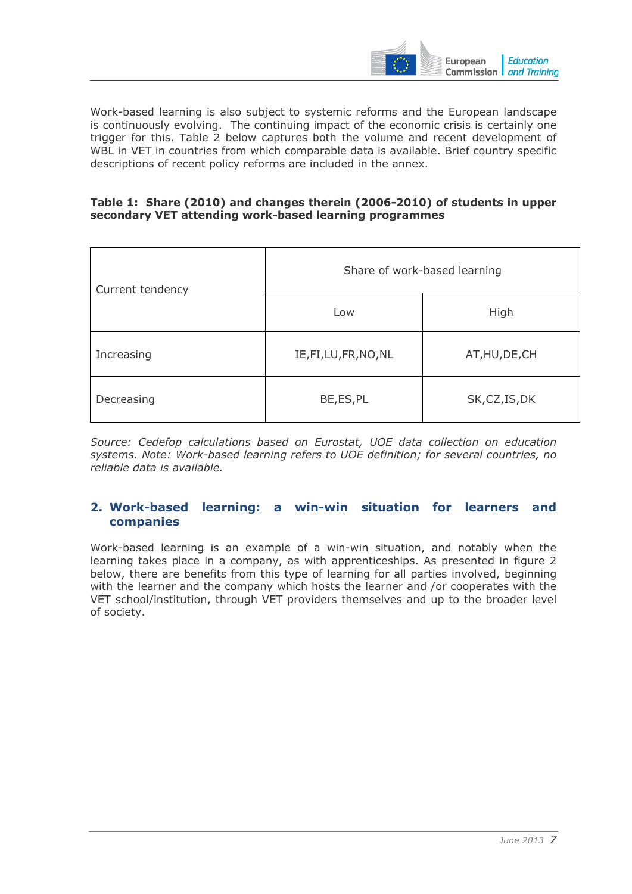Work-based learning is also subject to systemic reforms and the European landscape is continuously evolving. The continuing impact of the economic crisis is certainly one trigger for this. Table 2 below captures both the volume and recent development of WBL in VET in countries from which comparable data is available. Brief country specific descriptions of recent policy reforms are included in the annex.

**Table 1: Share (2010) and changes therein (2006-2010) of students in upper secondary VET attending work-based learning programmes**

| Current tendency | Share of work-based learning | |
|---|---|---|
| | Low | High |
| Increasing | IE,FI,LU,FR,NO,NL | AT,HU,DE,CH |
| Decreasing | BE,ES,PL | SK,CZ,IS,DK |

*Source: Cedefop calculations based on Eurostat, UOE data collection on education systems. Note: Work-based learning refers to UOE definition; for several countries, no reliable data is available.*

## 2. Work-based learning: a win-win situation for learners and companies

Work-based learning is an example of a win-win situation, and notably when the learning takes place in a company, as with apprenticeships. As presented in figure 2 below, there are benefits from this type of learning for all parties involved, beginning with the learner and the company which hosts the learner and /or cooperates with the VET school/institution, through VET providers themselves and up to the broader level of society.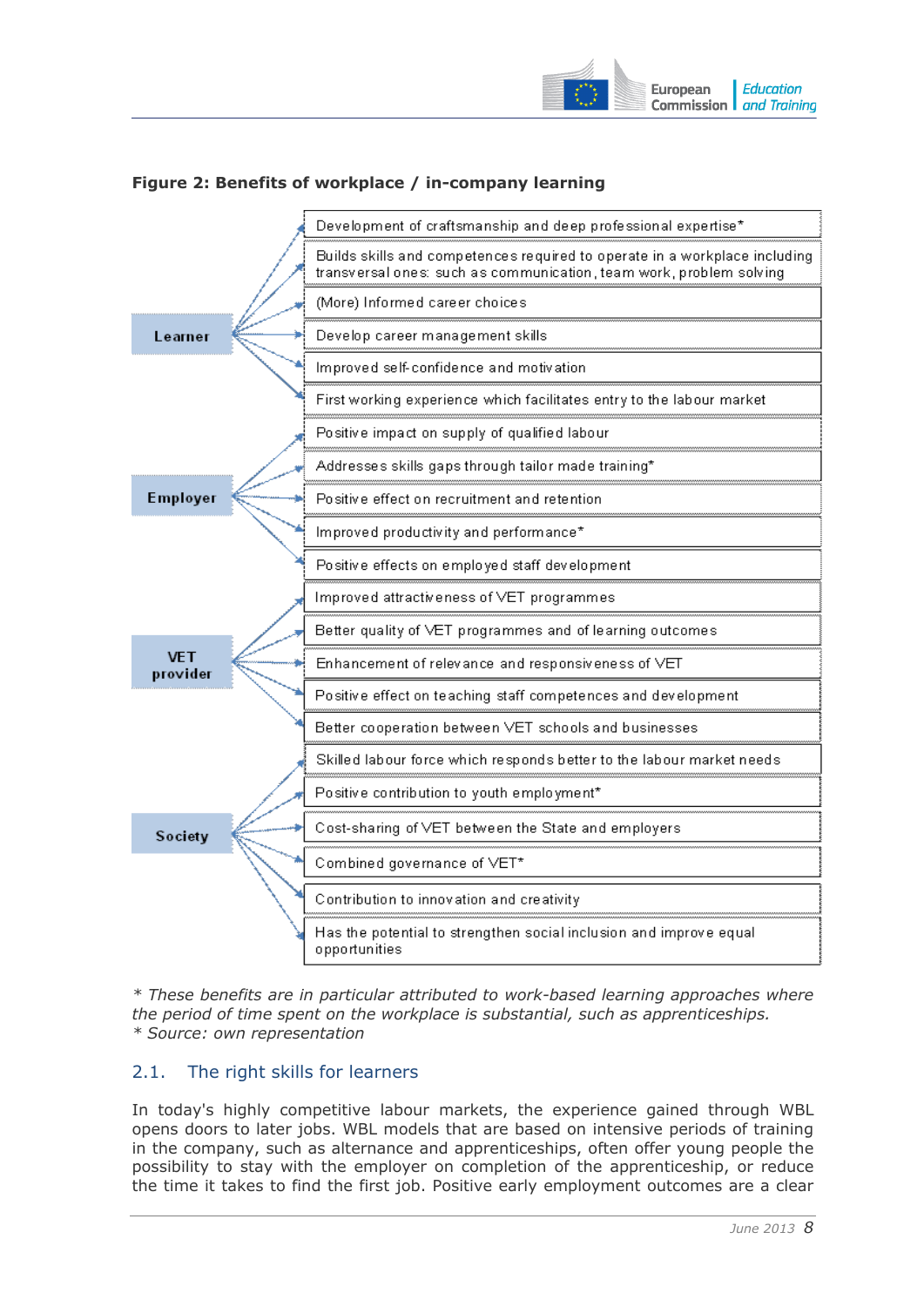**Figure 2: Benefits of workplace / in-company learning**

| Stakeholder | Benefits |
|---|---|
| Learner | Development of craftsmanship and deep professional expertise* |
| | Builds skills and competences required to operate in a workplace including transversal ones: such as communication, team work, problem solving |
| | (More) Informed career choices |
| | Develop career management skills |
| | Improved self-confidence and motivation |
| | First working experience which facilitates entry to the labour market |
| Employer | Positive impact on supply of qualified labour |
| | Addresses skills gaps through tailor made training* |
| | Positive effect on recruitment and retention |
| | Improved productivity and performance* |
| | Positive effects on employed staff development |
| VET provider | Improved attractiveness of VET programmes |
| | Better quality of VET programmes and of learning outcomes |
| | Enhancement of relevance and responsiveness of VET |
| | Positive effect on teaching staff competences and development |
| | Better cooperation between VET schools and businesses |
| Society | Skilled labour force which responds better to the labour market needs |
| | Positive contribution to youth employment* |
| | Cost-sharing of VET between the State and employers |
| | Combined governance of VET* |
| | Contribution to innovation and creativity |
| | Has the potential to strengthen social inclusion and improve equal opportunities |

*\* These benefits are in particular attributed to work-based learning approaches where the period of time spent on the workplace is substantial, such as apprenticeships.*
*\* Source: own representation*

## 2.1. The right skills for learners

In today's highly competitive labour markets, the experience gained through WBL opens doors to later jobs. WBL models that are based on intensive periods of training in the company, such as alternance and apprenticeships, often offer young people the possibility to stay with the employer on completion of the apprenticeship, or reduce the time it takes to find the first job. Positive early employment outcomes are a clear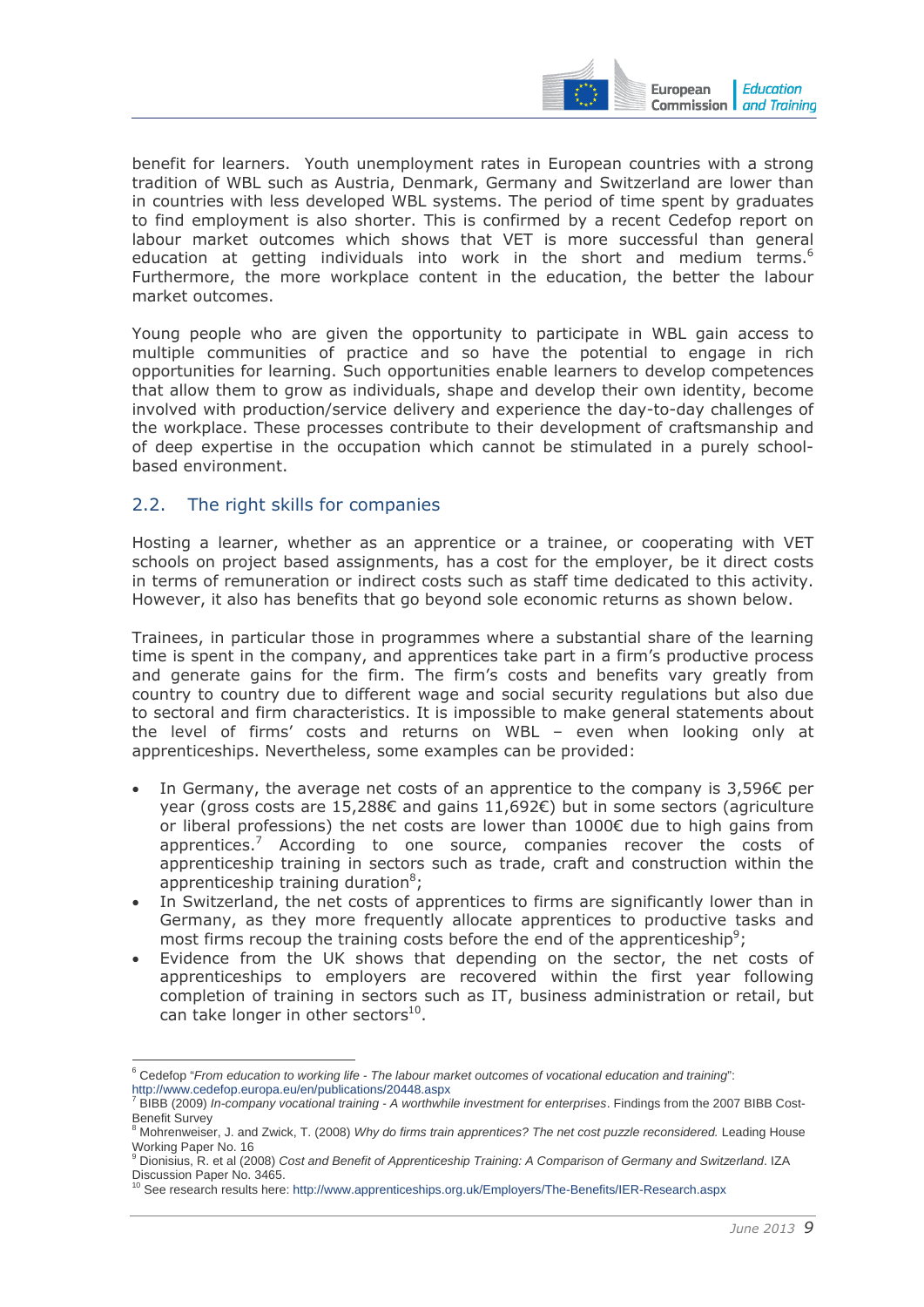benefit for learners. Youth unemployment rates in European countries with a strong tradition of WBL such as Austria, Denmark, Germany and Switzerland are lower than in countries with less developed WBL systems. The period of time spent by graduates to find employment is also shorter. This is confirmed by a recent Cedefop report on labour market outcomes which shows that VET is more successful than general education at getting individuals into work in the short and medium terms.[6] Furthermore, the more workplace content in the education, the better the labour market outcomes.

Young people who are given the opportunity to participate in WBL gain access to multiple communities of practice and so have the potential to engage in rich opportunities for learning. Such opportunities enable learners to develop competences that allow them to grow as individuals, shape and develop their own identity, become involved with production/service delivery and experience the day-to-day challenges of the workplace. These processes contribute to their development of craftsmanship and of deep expertise in the occupation which cannot be stimulated in a purely school-based environment.

## 2.2. The right skills for companies

Hosting a learner, whether as an apprentice or a trainee, or cooperating with VET schools on project based assignments, has a cost for the employer, be it direct costs in terms of remuneration or indirect costs such as staff time dedicated to this activity. However, it also has benefits that go beyond sole economic returns as shown below.

Trainees, in particular those in programmes where a substantial share of the learning time is spent in the company, and apprentices take part in a firm's productive process and generate gains for the firm. The firm's costs and benefits vary greatly from country to country due to different wage and social security regulations but also due to sectoral and firm characteristics. It is impossible to make general statements about the level of firms' costs and returns on WBL – even when looking only at apprenticeships. Nevertheless, some examples can be provided:

- In Germany, the average net costs of an apprentice to the company is 3,596€ per year (gross costs are 15,288€ and gains 11,692€) but in some sectors (agriculture or liberal professions) the net costs are lower than 1000€ due to high gains from apprentices.[7] According to one source, companies recover the costs of apprenticeship training in sectors such as trade, craft and construction within the apprenticeship training duration[8];
- In Switzerland, the net costs of apprentices to firms are significantly lower than in Germany, as they more frequently allocate apprentices to productive tasks and most firms recoup the training costs before the end of the apprenticeship[9];
- Evidence from the UK shows that depending on the sector, the net costs of apprenticeships to employers are recovered within the first year following completion of training in sectors such as IT, business administration or retail, but can take longer in other sectors[10].

---

[6] Cedefop "*From education to working life - The labour market outcomes of vocational education and training*": http://www.cedefop.europa.eu/en/publications/20448.aspx

[7] BIBB (2009) *In-company vocational training - A worthwhile investment for enterprises*. Findings from the 2007 BIBB Cost-Benefit Survey

[8] Mohrenweiser, J. and Zwick, T. (2008) *Why do firms train apprentices? The net cost puzzle reconsidered.* Leading House Working Paper No. 16

[9] Dionisius, R. et al (2008) *Cost and Benefit of Apprenticeship Training: A Comparison of Germany and Switzerland*. IZA Discussion Paper No. 3465.

[10] See research results here: http://www.apprenticeships.org.uk/Employers/The-Benefits/IER-Research.aspx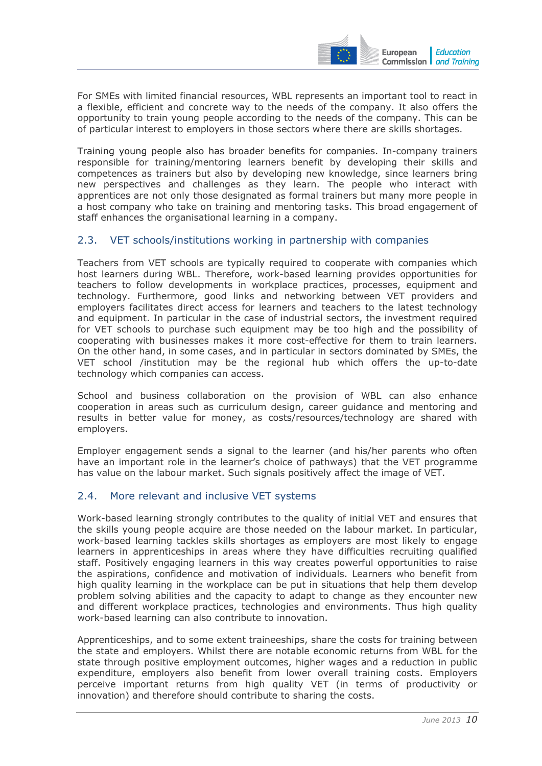For SMEs with limited financial resources, WBL represents an important tool to react in a flexible, efficient and concrete way to the needs of the company. It also offers the opportunity to train young people according to the needs of the company. This can be of particular interest to employers in those sectors where there are skills shortages.

Training young people also has broader benefits for companies. In-company trainers responsible for training/mentoring learners benefit by developing their skills and competences as trainers but also by developing new knowledge, since learners bring new perspectives and challenges as they learn. The people who interact with apprentices are not only those designated as formal trainers but many more people in a host company who take on training and mentoring tasks. This broad engagement of staff enhances the organisational learning in a company.

## 2.3. VET schools/institutions working in partnership with companies

Teachers from VET schools are typically required to cooperate with companies which host learners during WBL. Therefore, work-based learning provides opportunities for teachers to follow developments in workplace practices, processes, equipment and technology. Furthermore, good links and networking between VET providers and employers facilitates direct access for learners and teachers to the latest technology and equipment. In particular in the case of industrial sectors, the investment required for VET schools to purchase such equipment may be too high and the possibility of cooperating with businesses makes it more cost-effective for them to train learners. On the other hand, in some cases, and in particular in sectors dominated by SMEs, the VET school /institution may be the regional hub which offers the up-to-date technology which companies can access.

School and business collaboration on the provision of WBL can also enhance cooperation in areas such as curriculum design, career guidance and mentoring and results in better value for money, as costs/resources/technology are shared with employers.

Employer engagement sends a signal to the learner (and his/her parents who often have an important role in the learner's choice of pathways) that the VET programme has value on the labour market. Such signals positively affect the image of VET.

## 2.4. More relevant and inclusive VET systems

Work-based learning strongly contributes to the quality of initial VET and ensures that the skills young people acquire are those needed on the labour market. In particular, work-based learning tackles skills shortages as employers are most likely to engage learners in apprenticeships in areas where they have difficulties recruiting qualified staff. Positively engaging learners in this way creates powerful opportunities to raise the aspirations, confidence and motivation of individuals. Learners who benefit from high quality learning in the workplace can be put in situations that help them develop problem solving abilities and the capacity to adapt to change as they encounter new and different workplace practices, technologies and environments. Thus high quality work-based learning can also contribute to innovation.

Apprenticeships, and to some extent traineeships, share the costs for training between the state and employers. Whilst there are notable economic returns from WBL for the state through positive employment outcomes, higher wages and a reduction in public expenditure, employers also benefit from lower overall training costs. Employers perceive important returns from high quality VET (in terms of productivity or innovation) and therefore should contribute to sharing the costs.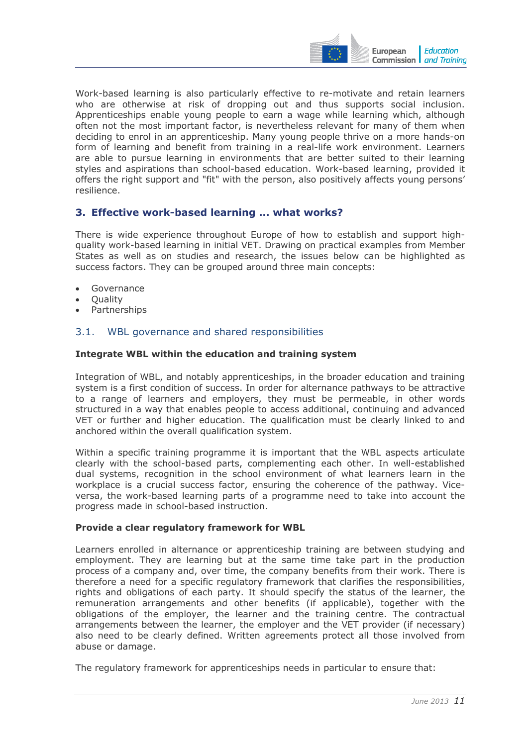Work-based learning is also particularly effective to re-motivate and retain learners who are otherwise at risk of dropping out and thus supports social inclusion. Apprenticeships enable young people to earn a wage while learning which, although often not the most important factor, is nevertheless relevant for many of them when deciding to enrol in an apprenticeship. Many young people thrive on a more hands-on form of learning and benefit from training in a real-life work environment. Learners are able to pursue learning in environments that are better suited to their learning styles and aspirations than school-based education. Work-based learning, provided it offers the right support and "fit" with the person, also positively affects young persons' resilience.

## 3. Effective work-based learning ... what works?

There is wide experience throughout Europe of how to establish and support high-quality work-based learning in initial VET. Drawing on practical examples from Member States as well as on studies and research, the issues below can be highlighted as success factors. They can be grouped around three main concepts:

- Governance
- Quality
- Partnerships

### 3.1. WBL governance and shared responsibilities

**Integrate WBL within the education and training system**

Integration of WBL, and notably apprenticeships, in the broader education and training system is a first condition of success. In order for alternance pathways to be attractive to a range of learners and employers, they must be permeable, in other words structured in a way that enables people to access additional, continuing and advanced VET or further and higher education. The qualification must be clearly linked to and anchored within the overall qualification system.

Within a specific training programme it is important that the WBL aspects articulate clearly with the school-based parts, complementing each other. In well-established dual systems, recognition in the school environment of what learners learn in the workplace is a crucial success factor, ensuring the coherence of the pathway. Vice-versa, the work-based learning parts of a programme need to take into account the progress made in school-based instruction.

**Provide a clear regulatory framework for WBL**

Learners enrolled in alternance or apprenticeship training are between studying and employment. They are learning but at the same time take part in the production process of a company and, over time, the company benefits from their work. There is therefore a need for a specific regulatory framework that clarifies the responsibilities, rights and obligations of each party. It should specify the status of the learner, the remuneration arrangements and other benefits (if applicable), together with the obligations of the employer, the learner and the training centre. The contractual arrangements between the learner, the employer and the VET provider (if necessary) also need to be clearly defined. Written agreements protect all those involved from abuse or damage.

The regulatory framework for apprenticeships needs in particular to ensure that: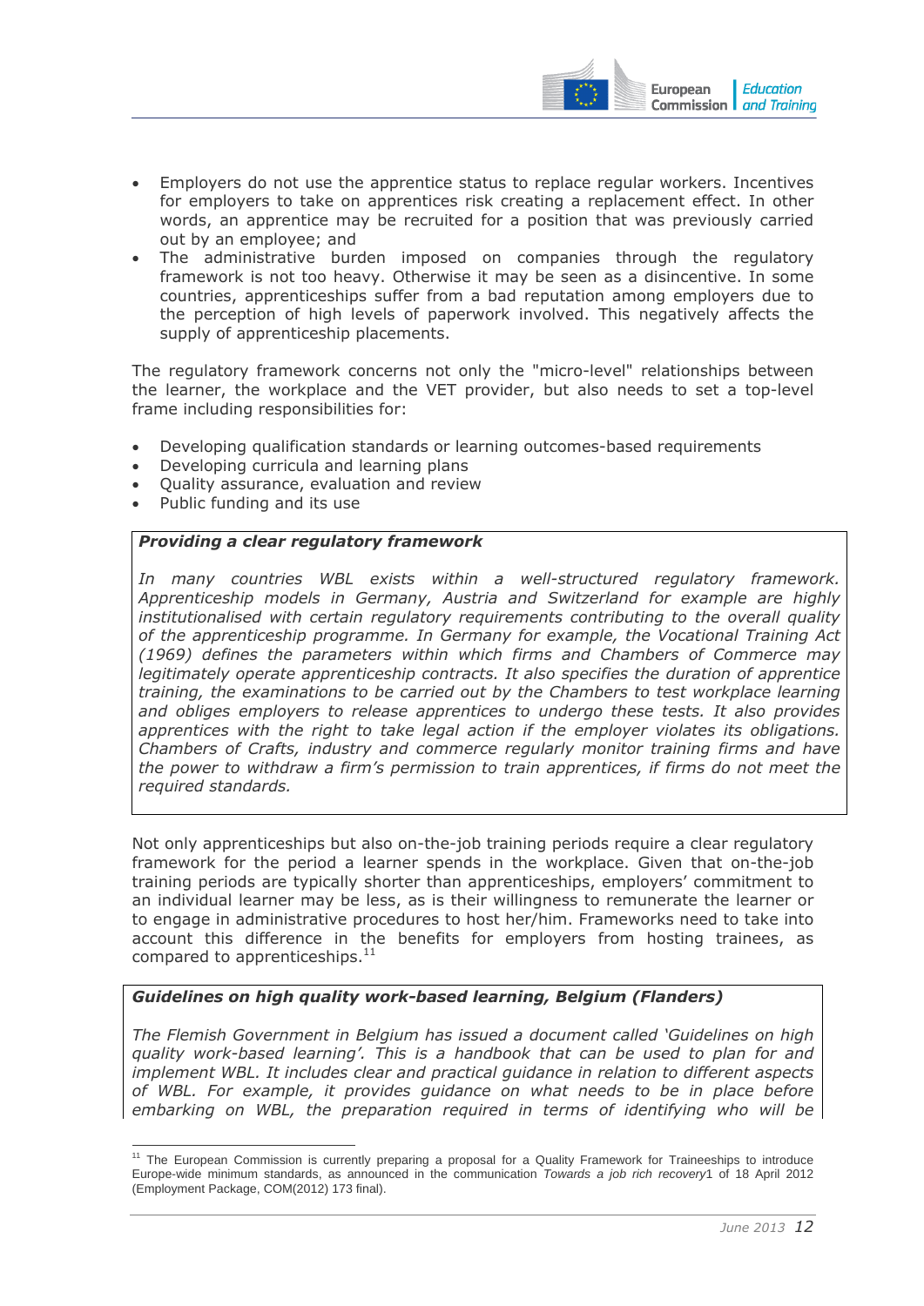- Employers do not use the apprentice status to replace regular workers. Incentives for employers to take on apprentices risk creating a replacement effect. In other words, an apprentice may be recruited for a position that was previously carried out by an employee; and
- The administrative burden imposed on companies through the regulatory framework is not too heavy. Otherwise it may be seen as a disincentive. In some countries, apprenticeships suffer from a bad reputation among employers due to the perception of high levels of paperwork involved. This negatively affects the supply of apprenticeship placements.

The regulatory framework concerns not only the "micro-level" relationships between the learner, the workplace and the VET provider, but also needs to set a top-level frame including responsibilities for:

- Developing qualification standards or learning outcomes-based requirements
- Developing curricula and learning plans
- Quality assurance, evaluation and review
- Public funding and its use

***Providing a clear regulatory framework***

*In many countries WBL exists within a well-structured regulatory framework. Apprenticeship models in Germany, Austria and Switzerland for example are highly institutionalised with certain regulatory requirements contributing to the overall quality of the apprenticeship programme. In Germany for example, the Vocational Training Act (1969) defines the parameters within which firms and Chambers of Commerce may legitimately operate apprenticeship contracts. It also specifies the duration of apprentice training, the examinations to be carried out by the Chambers to test workplace learning and obliges employers to release apprentices to undergo these tests. It also provides apprentices with the right to take legal action if the employer violates its obligations. Chambers of Crafts, industry and commerce regularly monitor training firms and have the power to withdraw a firm's permission to train apprentices, if firms do not meet the required standards.*

Not only apprenticeships but also on-the-job training periods require a clear regulatory framework for the period a learner spends in the workplace. Given that on-the-job training periods are typically shorter than apprenticeships, employers' commitment to an individual learner may be less, as is their willingness to remunerate the learner or to engage in administrative procedures to host her/him. Frameworks need to take into account this difference in the benefits for employers from hosting trainees, as compared to apprenticeships.[11]

***Guidelines on high quality work-based learning, Belgium (Flanders)***

*The Flemish Government in Belgium has issued a document called 'Guidelines on high quality work-based learning'. This is a handbook that can be used to plan for and implement WBL. It includes clear and practical guidance in relation to different aspects of WBL. For example, it provides guidance on what needs to be in place before embarking on WBL, the preparation required in terms of identifying who will be*

[11] The European Commission is currently preparing a proposal for a Quality Framework for Traineeships to introduce Europe-wide minimum standards, as announced in the communication *Towards a job rich recovery*1 of 18 April 2012 (Employment Package, COM(2012) 173 final).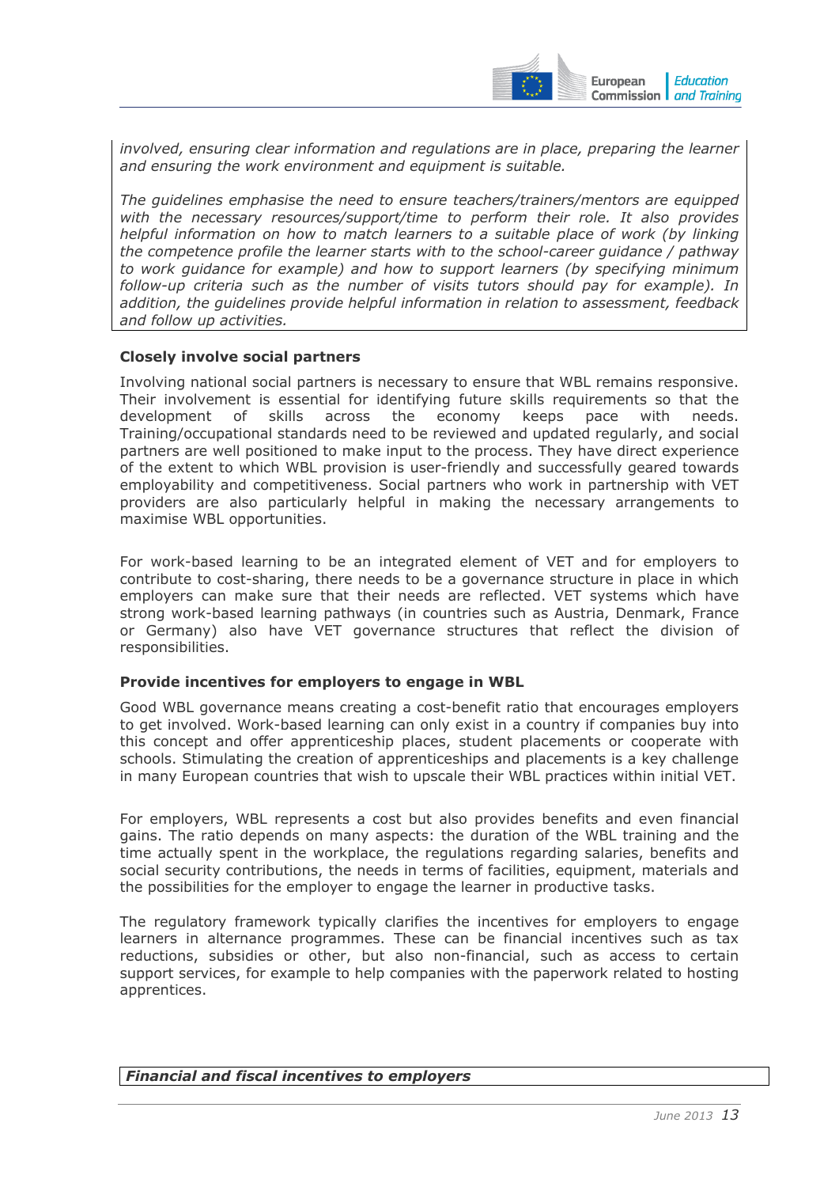*involved, ensuring clear information and regulations are in place, preparing the learner and ensuring the work environment and equipment is suitable.*

*The guidelines emphasise the need to ensure teachers/trainers/mentors are equipped with the necessary resources/support/time to perform their role. It also provides helpful information on how to match learners to a suitable place of work (by linking the competence profile the learner starts with to the school-career guidance / pathway to work guidance for example) and how to support learners (by specifying minimum follow-up criteria such as the number of visits tutors should pay for example). In addition, the guidelines provide helpful information in relation to assessment, feedback and follow up activities.*

### Closely involve social partners

Involving national social partners is necessary to ensure that WBL remains responsive. Their involvement is essential for identifying future skills requirements so that the development of skills across the economy keeps pace with needs. Training/occupational standards need to be reviewed and updated regularly, and social partners are well positioned to make input to the process. They have direct experience of the extent to which WBL provision is user-friendly and successfully geared towards employability and competitiveness. Social partners who work in partnership with VET providers are also particularly helpful in making the necessary arrangements to maximise WBL opportunities.

For work-based learning to be an integrated element of VET and for employers to contribute to cost-sharing, there needs to be a governance structure in place in which employers can make sure that their needs are reflected. VET systems which have strong work-based learning pathways (in countries such as Austria, Denmark, France or Germany) also have VET governance structures that reflect the division of responsibilities.

### Provide incentives for employers to engage in WBL

Good WBL governance means creating a cost-benefit ratio that encourages employers to get involved. Work-based learning can only exist in a country if companies buy into this concept and offer apprenticeship places, student placements or cooperate with schools. Stimulating the creation of apprenticeships and placements is a key challenge in many European countries that wish to upscale their WBL practices within initial VET.

For employers, WBL represents a cost but also provides benefits and even financial gains. The ratio depends on many aspects: the duration of the WBL training and the time actually spent in the workplace, the regulations regarding salaries, benefits and social security contributions, the needs in terms of facilities, equipment, materials and the possibilities for the employer to engage the learner in productive tasks.

The regulatory framework typically clarifies the incentives for employers to engage learners in alternance programmes. These can be financial incentives such as tax reductions, subsidies or other, but also non-financial, such as access to certain support services, for example to help companies with the paperwork related to hosting apprentices.

***Financial and fiscal incentives to employers***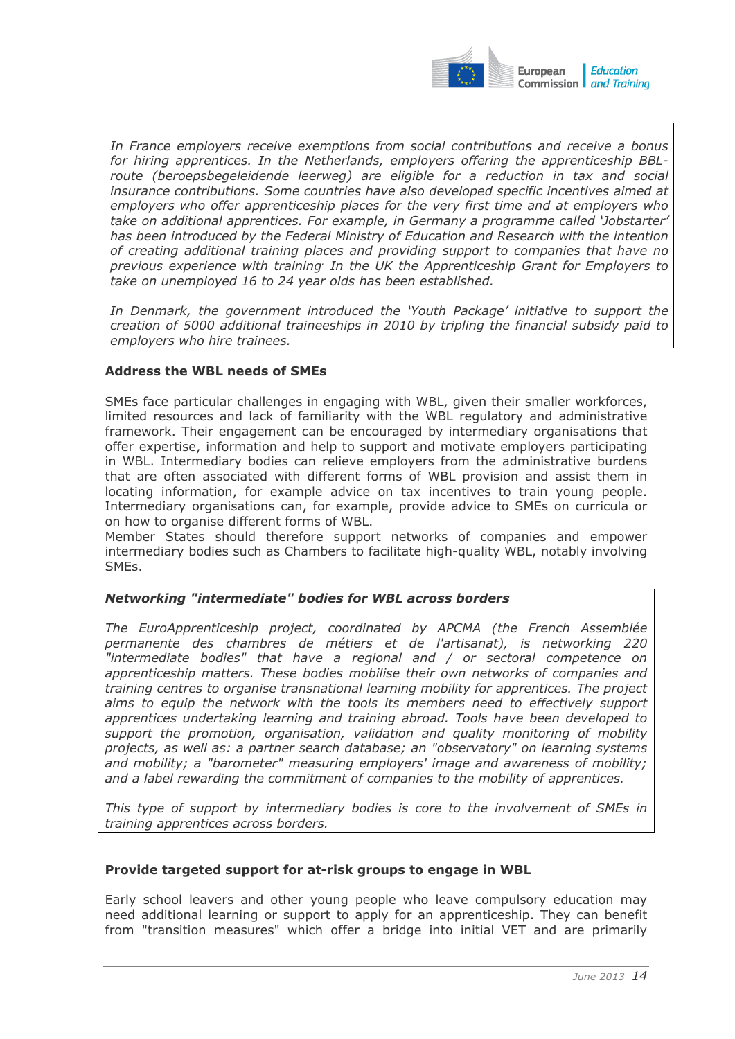*In France employers receive exemptions from social contributions and receive a bonus for hiring apprentices. In the Netherlands, employers offering the apprenticeship BBL-route (beroepsbegeleidende leerweg) are eligible for a reduction in tax and social insurance contributions. Some countries have also developed specific incentives aimed at employers who offer apprenticeship places for the very first time and at employers who take on additional apprentices. For example, in Germany a programme called 'Jobstarter' has been introduced by the Federal Ministry of Education and Research with the intention of creating additional training places and providing support to companies that have no previous experience with training. In the UK the Apprenticeship Grant for Employers to take on unemployed 16 to 24 year olds has been established.*

*In Denmark, the government introduced the 'Youth Package' initiative to support the creation of 5000 additional traineeships in 2010 by tripling the financial subsidy paid to employers who hire trainees.*

**Address the WBL needs of SMEs**

SMEs face particular challenges in engaging with WBL, given their smaller workforces, limited resources and lack of familiarity with the WBL regulatory and administrative framework. Their engagement can be encouraged by intermediary organisations that offer expertise, information and help to support and motivate employers participating in WBL. Intermediary bodies can relieve employers from the administrative burdens that are often associated with different forms of WBL provision and assist them in locating information, for example advice on tax incentives to train young people. Intermediary organisations can, for example, provide advice to SMEs on curricula or on how to organise different forms of WBL.
Member States should therefore support networks of companies and empower intermediary bodies such as Chambers to facilitate high-quality WBL, notably involving SMEs.

***Networking "intermediate" bodies for WBL across borders***

*The EuroApprenticeship project, coordinated by APCMA (the French Assemblée permanente des chambres de métiers et de l'artisanat), is networking 220 "intermediate bodies" that have a regional and / or sectoral competence on apprenticeship matters. These bodies mobilise their own networks of companies and training centres to organise transnational learning mobility for apprentices. The project aims to equip the network with the tools its members need to effectively support apprentices undertaking learning and training abroad. Tools have been developed to support the promotion, organisation, validation and quality monitoring of mobility projects, as well as: a partner search database; an "observatory" on learning systems and mobility; a "barometer" measuring employers' image and awareness of mobility; and a label rewarding the commitment of companies to the mobility of apprentices.*

*This type of support by intermediary bodies is core to the involvement of SMEs in training apprentices across borders.*

**Provide targeted support for at-risk groups to engage in WBL**

Early school leavers and other young people who leave compulsory education may need additional learning or support to apply for an apprenticeship. They can benefit from "transition measures" which offer a bridge into initial VET and are primarily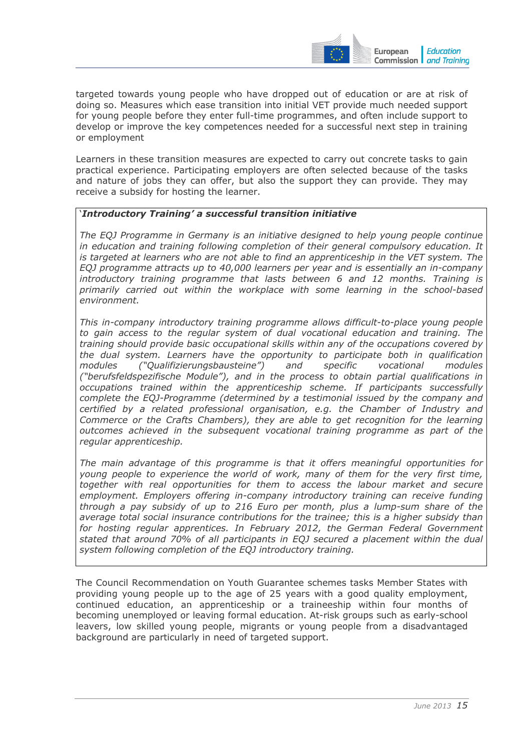targeted towards young people who have dropped out of education or are at risk of doing so. Measures which ease transition into initial VET provide much needed support for young people before they enter full-time programmes, and often include support to develop or improve the key competences needed for a successful next step in training or employment

Learners in these transition measures are expected to carry out concrete tasks to gain practical experience. Participating employers are often selected because of the tasks and nature of jobs they can offer, but also the support they can provide. They may receive a subsidy for hosting the learner.

> **'*Introductory Training' a successful transition initiative***
>
> *The EQJ Programme in Germany is an initiative designed to help young people continue in education and training following completion of their general compulsory education. It is targeted at learners who are not able to find an apprenticeship in the VET system. The EQJ programme attracts up to 40,000 learners per year and is essentially an in-company introductory training programme that lasts between 6 and 12 months. Training is primarily carried out within the workplace with some learning in the school-based environment.*
>
> *This in-company introductory training programme allows difficult-to-place young people to gain access to the regular system of dual vocational education and training. The training should provide basic occupational skills within any of the occupations covered by the dual system. Learners have the opportunity to participate both in qualification modules ("Qualifizierungsbausteine") and specific vocational modules ("berufsfeldspezifische Module"), and in the process to obtain partial qualifications in occupations trained within the apprenticeship scheme. If participants successfully complete the EQJ-Programme (determined by a testimonial issued by the company and certified by a related professional organisation, e.g. the Chamber of Industry and Commerce or the Crafts Chambers), they are able to get recognition for the learning outcomes achieved in the subsequent vocational training programme as part of the regular apprenticeship.*
>
> *The main advantage of this programme is that it offers meaningful opportunities for young people to experience the world of work, many of them for the very first time, together with real opportunities for them to access the labour market and secure employment. Employers offering in-company introductory training can receive funding through a pay subsidy of up to 216 Euro per month, plus a lump-sum share of the average total social insurance contributions for the trainee; this is a higher subsidy than for hosting regular apprentices. In February 2012, the German Federal Government stated that around 70% of all participants in EQJ secured a placement within the dual system following completion of the EQJ introductory training.*

The Council Recommendation on Youth Guarantee schemes tasks Member States with providing young people up to the age of 25 years with a good quality employment, continued education, an apprenticeship or a traineeship within four months of becoming unemployed or leaving formal education. At-risk groups such as early-school leavers, low skilled young people, migrants or young people from a disadvantaged background are particularly in need of targeted support.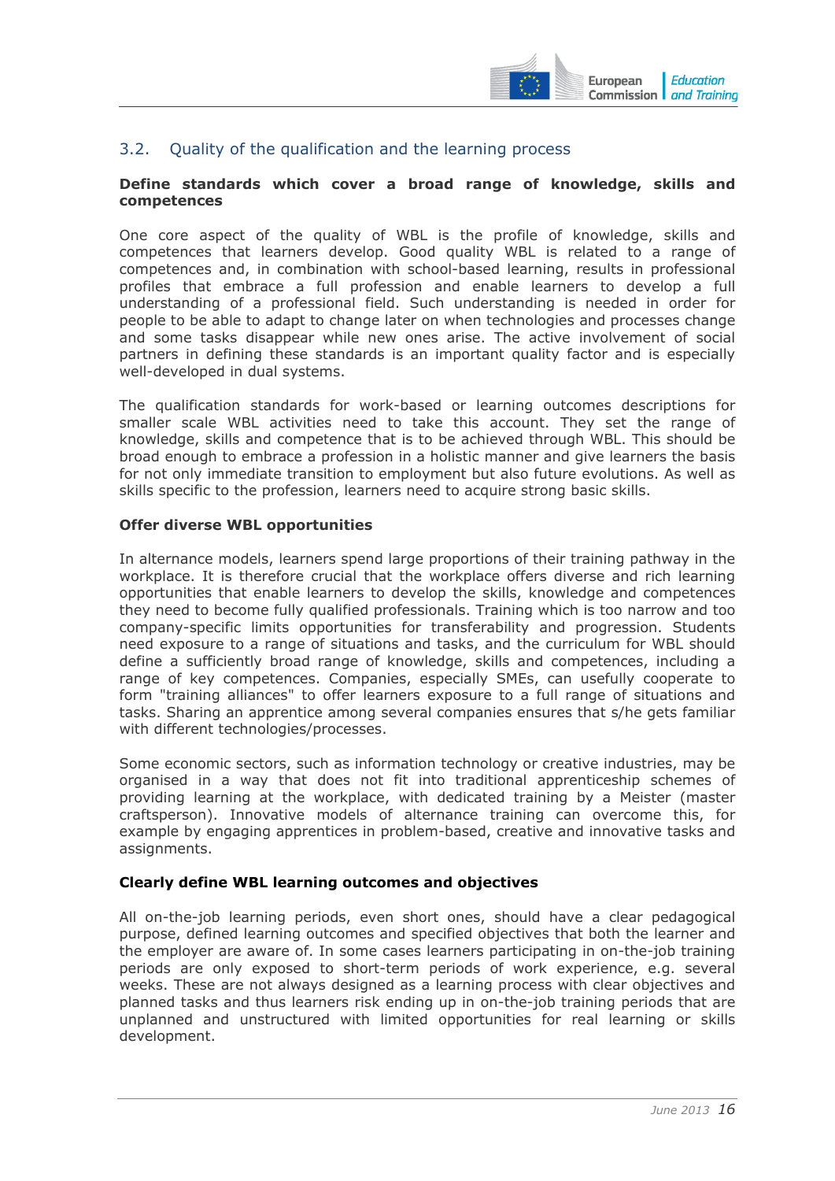## 3.2. Quality of the qualification and the learning process

**Define standards which cover a broad range of knowledge, skills and competences**

One core aspect of the quality of WBL is the profile of knowledge, skills and competences that learners develop. Good quality WBL is related to a range of competences and, in combination with school-based learning, results in professional profiles that embrace a full profession and enable learners to develop a full understanding of a professional field. Such understanding is needed in order for people to be able to adapt to change later on when technologies and processes change and some tasks disappear while new ones arise. The active involvement of social partners in defining these standards is an important quality factor and is especially well-developed in dual systems.

The qualification standards for work-based or learning outcomes descriptions for smaller scale WBL activities need to take this account. They set the range of knowledge, skills and competence that is to be achieved through WBL. This should be broad enough to embrace a profession in a holistic manner and give learners the basis for not only immediate transition to employment but also future evolutions. As well as skills specific to the profession, learners need to acquire strong basic skills.

**Offer diverse WBL opportunities**

In alternance models, learners spend large proportions of their training pathway in the workplace. It is therefore crucial that the workplace offers diverse and rich learning opportunities that enable learners to develop the skills, knowledge and competences they need to become fully qualified professionals. Training which is too narrow and too company-specific limits opportunities for transferability and progression. Students need exposure to a range of situations and tasks, and the curriculum for WBL should define a sufficiently broad range of knowledge, skills and competences, including a range of key competences. Companies, especially SMEs, can usefully cooperate to form "training alliances" to offer learners exposure to a full range of situations and tasks. Sharing an apprentice among several companies ensures that s/he gets familiar with different technologies/processes.

Some economic sectors, such as information technology or creative industries, may be organised in a way that does not fit into traditional apprenticeship schemes of providing learning at the workplace, with dedicated training by a Meister (master craftsperson). Innovative models of alternance training can overcome this, for example by engaging apprentices in problem-based, creative and innovative tasks and assignments.

**Clearly define WBL learning outcomes and objectives**

All on-the-job learning periods, even short ones, should have a clear pedagogical purpose, defined learning outcomes and specified objectives that both the learner and the employer are aware of. In some cases learners participating in on-the-job training periods are only exposed to short-term periods of work experience, e.g. several weeks. These are not always designed as a learning process with clear objectives and planned tasks and thus learners risk ending up in on-the-job training periods that are unplanned and unstructured with limited opportunities for real learning or skills development.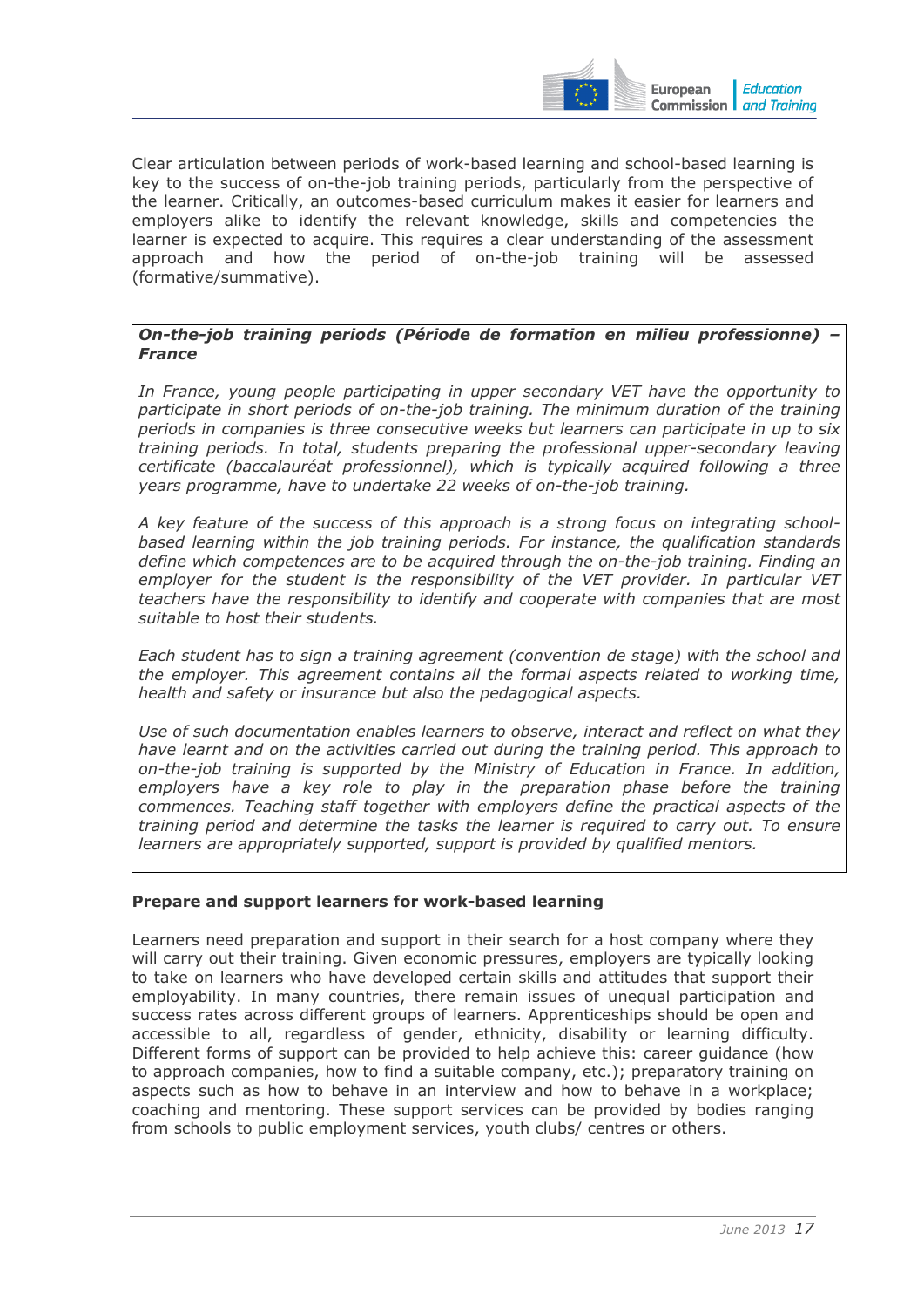Clear articulation between periods of work-based learning and school-based learning is key to the success of on-the-job training periods, particularly from the perspective of the learner. Critically, an outcomes-based curriculum makes it easier for learners and employers alike to identify the relevant knowledge, skills and competencies the learner is expected to acquire. This requires a clear understanding of the assessment approach and how the period of on-the-job training will be assessed (formative/summative).

***On-the-job training periods (Période de formation en milieu professionne) – France***

*In France, young people participating in upper secondary VET have the opportunity to participate in short periods of on-the-job training. The minimum duration of the training periods in companies is three consecutive weeks but learners can participate in up to six training periods. In total, students preparing the professional upper-secondary leaving certificate (baccalauréat professionnel), which is typically acquired following a three years programme, have to undertake 22 weeks of on-the-job training.*

*A key feature of the success of this approach is a strong focus on integrating school-based learning within the job training periods. For instance, the qualification standards define which competences are to be acquired through the on-the-job training. Finding an employer for the student is the responsibility of the VET provider. In particular VET teachers have the responsibility to identify and cooperate with companies that are most suitable to host their students.*

*Each student has to sign a training agreement (convention de stage) with the school and the employer. This agreement contains all the formal aspects related to working time, health and safety or insurance but also the pedagogical aspects.*

*Use of such documentation enables learners to observe, interact and reflect on what they have learnt and on the activities carried out during the training period. This approach to on-the-job training is supported by the Ministry of Education in France. In addition, employers have a key role to play in the preparation phase before the training commences. Teaching staff together with employers define the practical aspects of the training period and determine the tasks the learner is required to carry out. To ensure learners are appropriately supported, support is provided by qualified mentors.*

**Prepare and support learners for work-based learning**

Learners need preparation and support in their search for a host company where they will carry out their training. Given economic pressures, employers are typically looking to take on learners who have developed certain skills and attitudes that support their employability. In many countries, there remain issues of unequal participation and success rates across different groups of learners. Apprenticeships should be open and accessible to all, regardless of gender, ethnicity, disability or learning difficulty. Different forms of support can be provided to help achieve this: career guidance (how to approach companies, how to find a suitable company, etc.); preparatory training on aspects such as how to behave in an interview and how to behave in a workplace; coaching and mentoring. These support services can be provided by bodies ranging from schools to public employment services, youth clubs/ centres or others.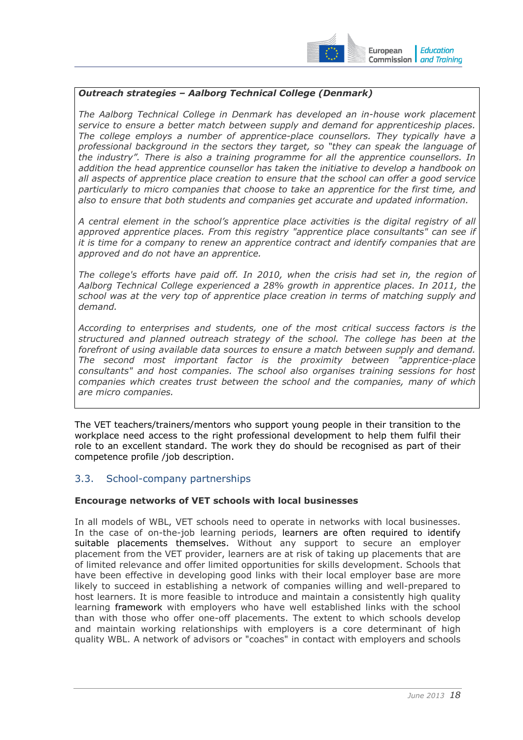***Outreach strategies – Aalborg Technical College (Denmark)***

*The Aalborg Technical College in Denmark has developed an in-house work placement service to ensure a better match between supply and demand for apprenticeship places. The college employs a number of apprentice-place counsellors. They typically have a professional background in the sectors they target, so "they can speak the language of the industry". There is also a training programme for all the apprentice counsellors. In addition the head apprentice counsellor has taken the initiative to develop a handbook on all aspects of apprentice place creation to ensure that the school can offer a good service particularly to micro companies that choose to take an apprentice for the first time, and also to ensure that both students and companies get accurate and updated information.*

*A central element in the school's apprentice place activities is the digital registry of all approved apprentice places. From this registry "apprentice place consultants" can see if it is time for a company to renew an apprentice contract and identify companies that are approved and do not have an apprentice.*

*The college's efforts have paid off. In 2010, when the crisis had set in, the region of Aalborg Technical College experienced a 28% growth in apprentice places. In 2011, the school was at the very top of apprentice place creation in terms of matching supply and demand.*

*According to enterprises and students, one of the most critical success factors is the structured and planned outreach strategy of the school. The college has been at the forefront of using available data sources to ensure a match between supply and demand. The second most important factor is the proximity between "apprentice-place consultants" and host companies. The school also organises training sessions for host companies which creates trust between the school and the companies, many of which are micro companies.*

The VET teachers/trainers/mentors who support young people in their transition to the workplace need access to the right professional development to help them fulfil their role to an excellent standard. The work they do should be recognised as part of their competence profile /job description.

## 3.3. School-company partnerships

**Encourage networks of VET schools with local businesses**

In all models of WBL, VET schools need to operate in networks with local businesses. In the case of on-the-job learning periods, learners are often required to identify suitable placements themselves. Without any support to secure an employer placement from the VET provider, learners are at risk of taking up placements that are of limited relevance and offer limited opportunities for skills development. Schools that have been effective in developing good links with their local employer base are more likely to succeed in establishing a network of companies willing and well-prepared to host learners. It is more feasible to introduce and maintain a consistently high quality learning framework with employers who have well established links with the school than with those who offer one-off placements. The extent to which schools develop and maintain working relationships with employers is a core determinant of high quality WBL. A network of advisors or "coaches" in contact with employers and schools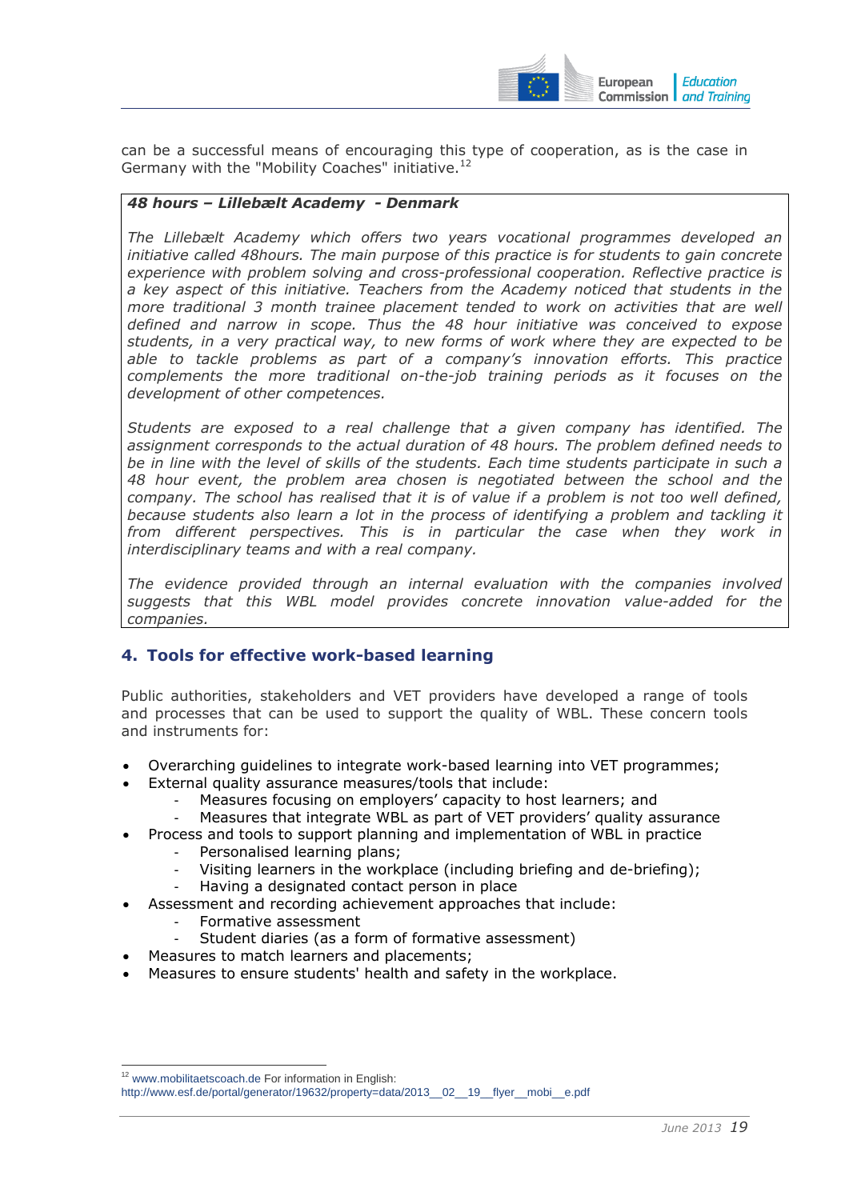can be a successful means of encouraging this type of cooperation, as is the case in Germany with the "Mobility Coaches" initiative.[12]

> ***48 hours – Lillebælt Academy - Denmark***
>
> *The Lillebælt Academy which offers two years vocational programmes developed an initiative called 48hours. The main purpose of this practice is for students to gain concrete experience with problem solving and cross-professional cooperation. Reflective practice is a key aspect of this initiative. Teachers from the Academy noticed that students in the more traditional 3 month trainee placement tended to work on activities that are well defined and narrow in scope. Thus the 48 hour initiative was conceived to expose students, in a very practical way, to new forms of work where they are expected to be able to tackle problems as part of a company's innovation efforts. This practice complements the more traditional on-the-job training periods as it focuses on the development of other competences.*
>
> *Students are exposed to a real challenge that a given company has identified. The assignment corresponds to the actual duration of 48 hours. The problem defined needs to be in line with the level of skills of the students. Each time students participate in such a 48 hour event, the problem area chosen is negotiated between the school and the company. The school has realised that it is of value if a problem is not too well defined, because students also learn a lot in the process of identifying a problem and tackling it from different perspectives. This is in particular the case when they work in interdisciplinary teams and with a real company.*
>
> *The evidence provided through an internal evaluation with the companies involved suggests that this WBL model provides concrete innovation value-added for the companies.*

## 4. Tools for effective work-based learning

Public authorities, stakeholders and VET providers have developed a range of tools and processes that can be used to support the quality of WBL. These concern tools and instruments for:

- Overarching guidelines to integrate work-based learning into VET programmes;
- External quality assurance measures/tools that include:
  - Measures focusing on employers' capacity to host learners; and
  - Measures that integrate WBL as part of VET providers' quality assurance
- Process and tools to support planning and implementation of WBL in practice
  - Personalised learning plans;
  - Visiting learners in the workplace (including briefing and de-briefing);
  - Having a designated contact person in place
- Assessment and recording achievement approaches that include:
  - Formative assessment
  - Student diaries (as a form of formative assessment)
- Measures to match learners and placements;
- Measures to ensure students' health and safety in the workplace.

---

[12] www.mobilitaetscoach.de For information in English: http://www.esf.de/portal/generator/19632/property=data/2013__02__19__flyer__mobi__e.pdf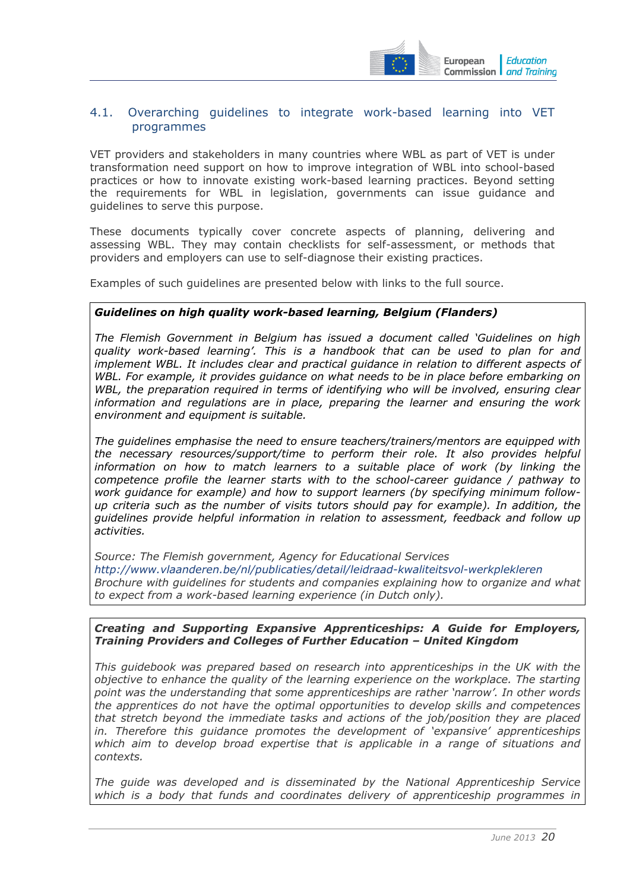### 4.1. Overarching guidelines to integrate work-based learning into VET programmes

VET providers and stakeholders in many countries where WBL as part of VET is under transformation need support on how to improve integration of WBL into school-based practices or how to innovate existing work-based learning practices. Beyond setting the requirements for WBL in legislation, governments can issue guidance and guidelines to serve this purpose.

These documents typically cover concrete aspects of planning, delivering and assessing WBL. They may contain checklists for self-assessment, or methods that providers and employers can use to self-diagnose their existing practices.

Examples of such guidelines are presented below with links to the full source.

***Guidelines on high quality work-based learning, Belgium (Flanders)***

*The Flemish Government in Belgium has issued a document called 'Guidelines on high quality work-based learning'. This is a handbook that can be used to plan for and implement WBL. It includes clear and practical guidance in relation to different aspects of WBL. For example, it provides guidance on what needs to be in place before embarking on WBL, the preparation required in terms of identifying who will be involved, ensuring clear information and regulations are in place, preparing the learner and ensuring the work environment and equipment is suitable.*

*The guidelines emphasise the need to ensure teachers/trainers/mentors are equipped with the necessary resources/support/time to perform their role. It also provides helpful information on how to match learners to a suitable place of work (by linking the competence profile the learner starts with to the school-career guidance / pathway to work guidance for example) and how to support learners (by specifying minimum follow-up criteria such as the number of visits tutors should pay for example). In addition, the guidelines provide helpful information in relation to assessment, feedback and follow up activities.*

*Source: The Flemish government, Agency for Educational Services*
*http://www.vlaanderen.be/nl/publicaties/detail/leidraad-kwaliteitsvol-werkplekleren*
*Brochure with guidelines for students and companies explaining how to organize and what to expect from a work-based learning experience (in Dutch only).*

***Creating and Supporting Expansive Apprenticeships: A Guide for Employers, Training Providers and Colleges of Further Education – United Kingdom***

*This guidebook was prepared based on research into apprenticeships in the UK with the objective to enhance the quality of the learning experience on the workplace. The starting point was the understanding that some apprenticeships are rather 'narrow'. In other words the apprentices do not have the optimal opportunities to develop skills and competences that stretch beyond the immediate tasks and actions of the job/position they are placed in. Therefore this guidance promotes the development of 'expansive' apprenticeships which aim to develop broad expertise that is applicable in a range of situations and contexts.*

*The guide was developed and is disseminated by the National Apprenticeship Service which is a body that funds and coordinates delivery of apprenticeship programmes in*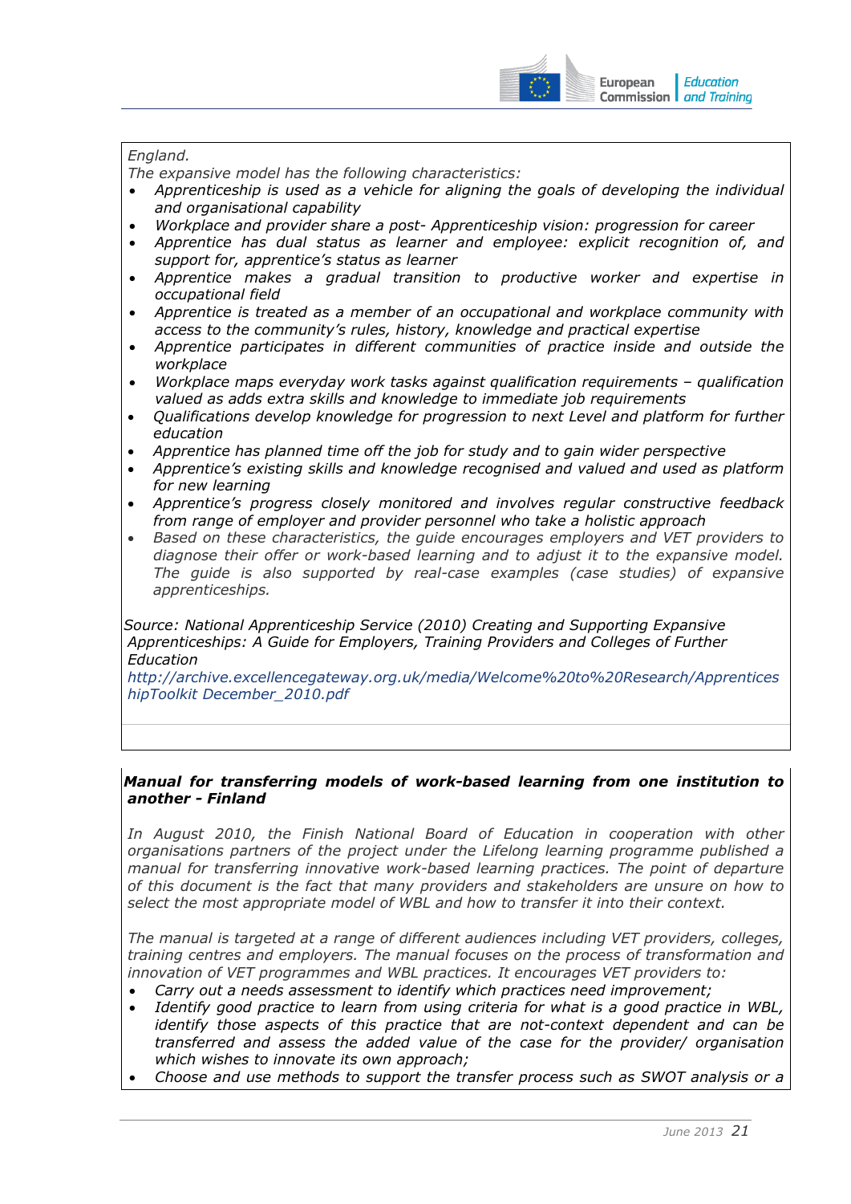*England.*

*The expansive model has the following characteristics:*

- *Apprenticeship is used as a vehicle for aligning the goals of developing the individual and organisational capability*
- *Workplace and provider share a post- Apprenticeship vision: progression for career*
- *Apprentice has dual status as learner and employee: explicit recognition of, and support for, apprentice's status as learner*
- *Apprentice makes a gradual transition to productive worker and expertise in occupational field*
- *Apprentice is treated as a member of an occupational and workplace community with access to the community's rules, history, knowledge and practical expertise*
- *Apprentice participates in different communities of practice inside and outside the workplace*
- *Workplace maps everyday work tasks against qualification requirements – qualification valued as adds extra skills and knowledge to immediate job requirements*
- *Qualifications develop knowledge for progression to next Level and platform for further education*
- *Apprentice has planned time off the job for study and to gain wider perspective*
- *Apprentice's existing skills and knowledge recognised and valued and used as platform for new learning*
- *Apprentice's progress closely monitored and involves regular constructive feedback from range of employer and provider personnel who take a holistic approach*
- *Based on these characteristics, the guide encourages employers and VET providers to diagnose their offer or work-based learning and to adjust it to the expansive model. The guide is also supported by real-case examples (case studies) of expansive apprenticeships.*

*Source: National Apprenticeship Service (2010) Creating and Supporting Expansive Apprenticeships: A Guide for Employers, Training Providers and Colleges of Further Education*
*http://archive.excellencegateway.org.uk/media/Welcome%20to%20Research/Apprenticeshipkit December_2010.pdf*

***Manual for transferring models of work-based learning from one institution to another - Finland***

*In August 2010, the Finish National Board of Education in cooperation with other organisations partners of the project under the Lifelong learning programme published a manual for transferring innovative work-based learning practices. The point of departure of this document is the fact that many providers and stakeholders are unsure on how to select the most appropriate model of WBL and how to transfer it into their context.*

*The manual is targeted at a range of different audiences including VET providers, colleges, training centres and employers. The manual focuses on the process of transformation and innovation of VET programmes and WBL practices. It encourages VET providers to:*

- *Carry out a needs assessment to identify which practices need improvement;*
- *Identify good practice to learn from using criteria for what is a good practice in WBL, identify those aspects of this practice that are not-context dependent and can be transferred and assess the added value of the case for the provider/ organisation which wishes to innovate its own approach;*
- *Choose and use methods to support the transfer process such as SWOT analysis or a*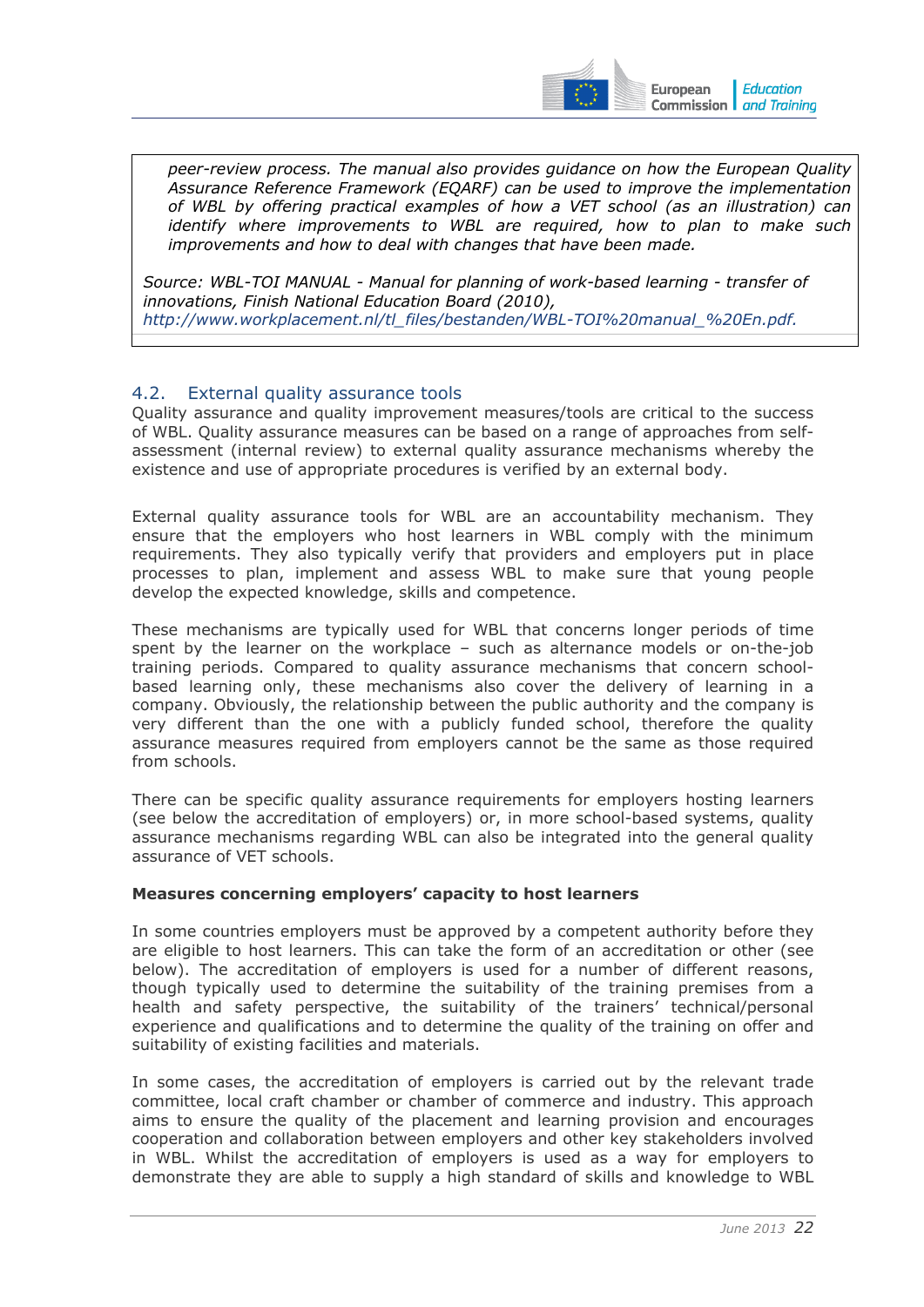*peer-review process. The manual also provides guidance on how the European Quality Assurance Reference Framework (EQARF) can be used to improve the implementation of WBL by offering practical examples of how a VET school (as an illustration) can identify where improvements to WBL are required, how to plan to make such improvements and how to deal with changes that have been made.*

*Source: WBL-TOI MANUAL - Manual for planning of work-based learning - transfer of innovations, Finish National Education Board (2010), http://www.workplacement.nl/tl_files/bestanden/WBL-TOI%20manual_%20En.pdf.*

## 4.2. External quality assurance tools

Quality assurance and quality improvement measures/tools are critical to the success of WBL. Quality assurance measures can be based on a range of approaches from self-assessment (internal review) to external quality assurance mechanisms whereby the existence and use of appropriate procedures is verified by an external body.

External quality assurance tools for WBL are an accountability mechanism. They ensure that the employers who host learners in WBL comply with the minimum requirements. They also typically verify that providers and employers put in place processes to plan, implement and assess WBL to make sure that young people develop the expected knowledge, skills and competence.

These mechanisms are typically used for WBL that concerns longer periods of time spent by the learner on the workplace – such as alternance models or on-the-job training periods. Compared to quality assurance mechanisms that concern school-based learning only, these mechanisms also cover the delivery of learning in a company. Obviously, the relationship between the public authority and the company is very different than the one with a publicly funded school, therefore the quality assurance measures required from employers cannot be the same as those required from schools.

There can be specific quality assurance requirements for employers hosting learners (see below the accreditation of employers) or, in more school-based systems, quality assurance mechanisms regarding WBL can also be integrated into the general quality assurance of VET schools.

**Measures concerning employers' capacity to host learners**

In some countries employers must be approved by a competent authority before they are eligible to host learners. This can take the form of an accreditation or other (see below). The accreditation of employers is used for a number of different reasons, though typically used to determine the suitability of the training premises from a health and safety perspective, the suitability of the trainers' technical/personal experience and qualifications and to determine the quality of the training on offer and suitability of existing facilities and materials.

In some cases, the accreditation of employers is carried out by the relevant trade committee, local craft chamber or chamber of commerce and industry. This approach aims to ensure the quality of the placement and learning provision and encourages cooperation and collaboration between employers and other key stakeholders involved in WBL. Whilst the accreditation of employers is used as a way for employers to demonstrate they are able to supply a high standard of skills and knowledge to WBL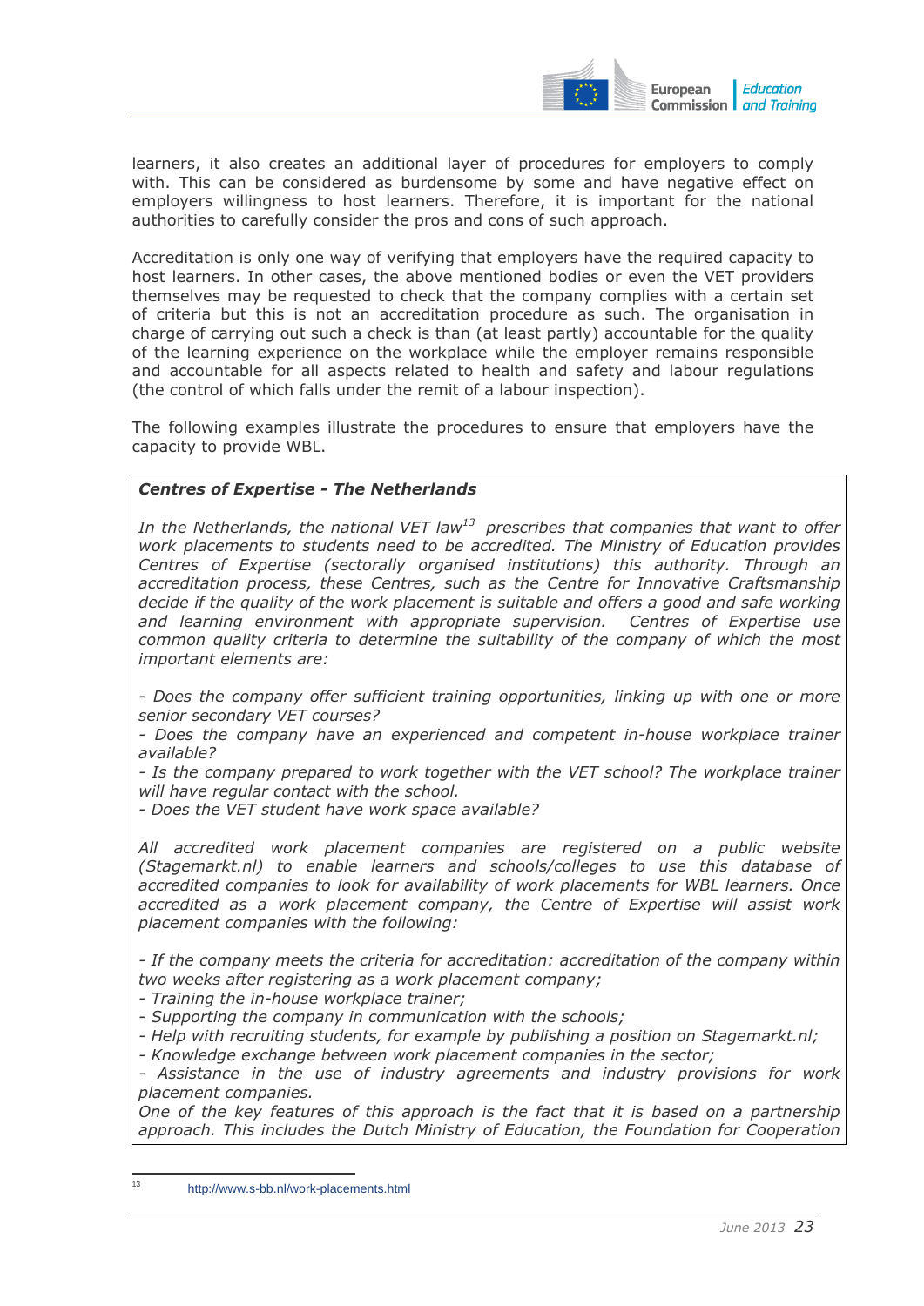learners, it also creates an additional layer of procedures for employers to comply with. This can be considered as burdensome by some and have negative effect on employers willingness to host learners. Therefore, it is important for the national authorities to carefully consider the pros and cons of such approach.

Accreditation is only one way of verifying that employers have the required capacity to host learners. In other cases, the above mentioned bodies or even the VET providers themselves may be requested to check that the company complies with a certain set of criteria but this is not an accreditation procedure as such. The organisation in charge of carrying out such a check is than (at least partly) accountable for the quality of the learning experience on the workplace while the employer remains responsible and accountable for all aspects related to health and safety and labour regulations (the control of which falls under the remit of a labour inspection).

The following examples illustrate the procedures to ensure that employers have the capacity to provide WBL.

> ***Centres of Expertise - The Netherlands***
>
> *In the Netherlands, the national VET law[13] prescribes that companies that want to offer work placements to students need to be accredited. The Ministry of Education provides Centres of Expertise (sectorally organised institutions) this authority. Through an accreditation process, these Centres, such as the Centre for Innovative Craftsmanship decide if the quality of the work placement is suitable and offers a good and safe working and learning environment with appropriate supervision. Centres of Expertise use common quality criteria to determine the suitability of the company of which the most important elements are:*
>
> *- Does the company offer sufficient training opportunities, linking up with one or more senior secondary VET courses?*
> *- Does the company have an experienced and competent in-house workplace trainer available?*
> *- Is the company prepared to work together with the VET school? The workplace trainer will have regular contact with the school.*
> *- Does the VET student have work space available?*
>
> *All accredited work placement companies are registered on a public website (Stagemarkt.nl) to enable learners and schools/colleges to use this database of accredited companies to look for availability of work placements for WBL learners. Once accredited as a work placement company, the Centre of Expertise will assist work placement companies with the following:*
>
> *- If the company meets the criteria for accreditation: accreditation of the company within two weeks after registering as a work placement company;*
> *- Training the in-house workplace trainer;*
> *- Supporting the company in communication with the schools;*
> *- Help with recruiting students, for example by publishing a position on Stagemarkt.nl;*
> *- Knowledge exchange between work placement companies in the sector;*
> *- Assistance in the use of industry agreements and industry provisions for work placement companies.*
> *One of the key features of this approach is the fact that it is based on a partnership approach. This includes the Dutch Ministry of Education, the Foundation for Cooperation*

[13] http://www.s-bb.nl/work-placements.html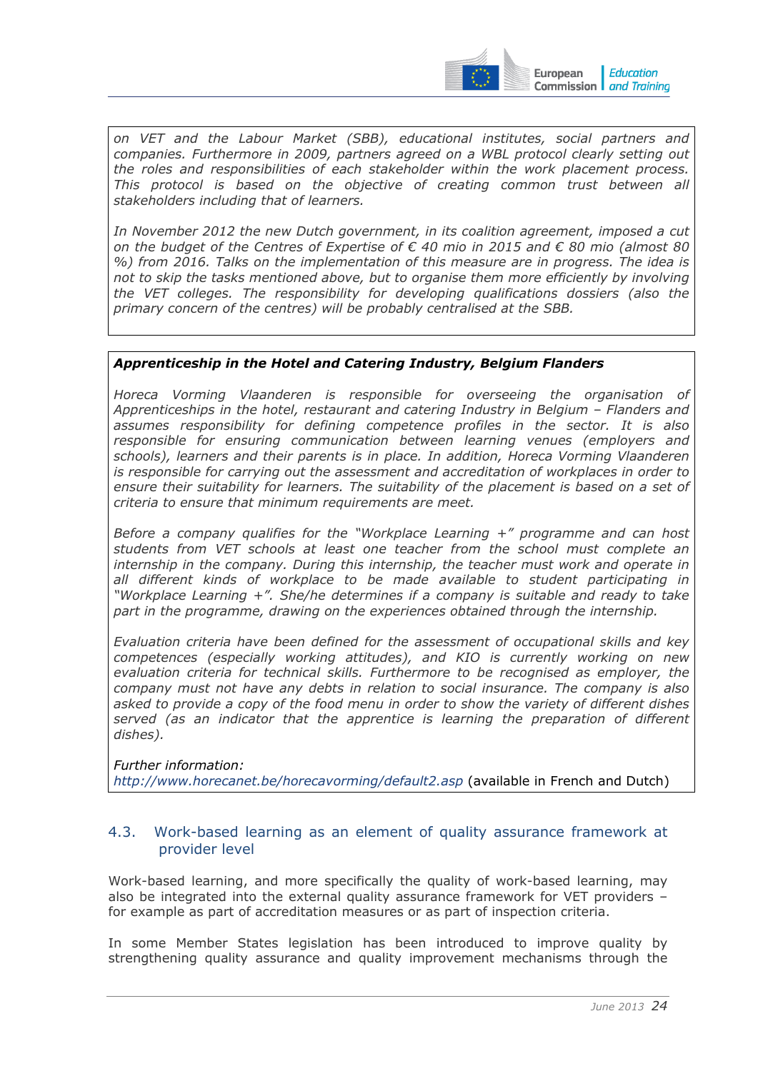*on VET and the Labour Market (SBB), educational institutes, social partners and companies. Furthermore in 2009, partners agreed on a WBL protocol clearly setting out the roles and responsibilities of each stakeholder within the work placement process. This protocol is based on the objective of creating common trust between all stakeholders including that of learners.*

*In November 2012 the new Dutch government, in its coalition agreement, imposed a cut on the budget of the Centres of Expertise of € 40 mio in 2015 and € 80 mio (almost 80 %) from 2016. Talks on the implementation of this measure are in progress. The idea is not to skip the tasks mentioned above, but to organise them more efficiently by involving the VET colleges. The responsibility for developing qualifications dossiers (also the primary concern of the centres) will be probably centralised at the SBB.*

***Apprenticeship in the Hotel and Catering Industry, Belgium Flanders***

*Horeca Vorming Vlaanderen is responsible for overseeing the organisation of Apprenticeships in the hotel, restaurant and catering Industry in Belgium – Flanders and assumes responsibility for defining competence profiles in the sector. It is also responsible for ensuring communication between learning venues (employers and schools), learners and their parents is in place. In addition, Horeca Vorming Vlaanderen is responsible for carrying out the assessment and accreditation of workplaces in order to ensure their suitability for learners. The suitability of the placement is based on a set of criteria to ensure that minimum requirements are meet.*

*Before a company qualifies for the "Workplace Learning +" programme and can host students from VET schools at least one teacher from the school must complete an internship in the company. During this internship, the teacher must work and operate in all different kinds of workplace to be made available to student participating in "Workplace Learning +". She/he determines if a company is suitable and ready to take part in the programme, drawing on the experiences obtained through the internship.*

*Evaluation criteria have been defined for the assessment of occupational skills and key competences (especially working attitudes), and KIO is currently working on new evaluation criteria for technical skills. Furthermore to be recognised as employer, the company must not have any debts in relation to social insurance. The company is also asked to provide a copy of the food menu in order to show the variety of different dishes served (as an indicator that the apprentice is learning the preparation of different dishes).*

*Further information:*
*http://www.horecanet.be/horecavorming/default2.asp* (available in French and Dutch)

### 4.3. Work-based learning as an element of quality assurance framework at provider level

Work-based learning, and more specifically the quality of work-based learning, may also be integrated into the external quality assurance framework for VET providers – for example as part of accreditation measures or as part of inspection criteria.

In some Member States legislation has been introduced to improve quality by strengthening quality assurance and quality improvement mechanisms through the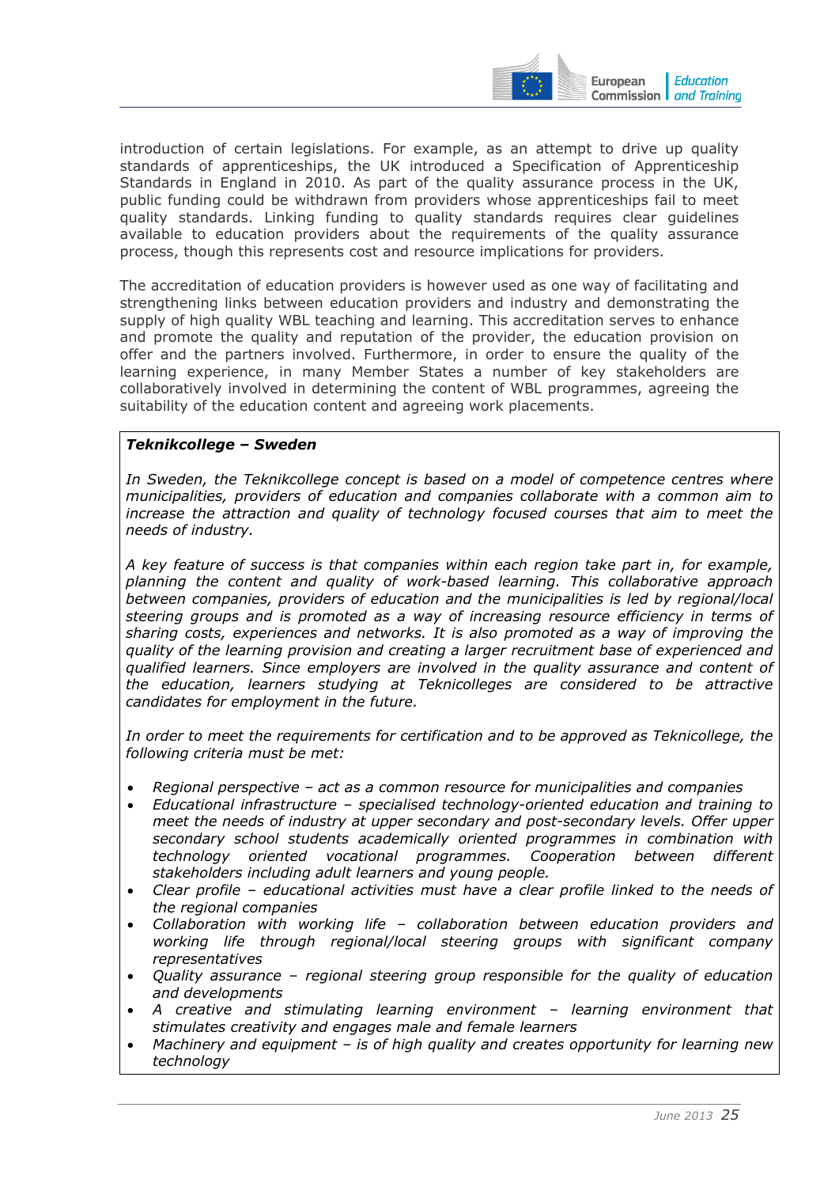introduction of certain legislations. For example, as an attempt to drive up quality standards of apprenticeships, the UK introduced a Specification of Apprenticeship Standards in England in 2010. As part of the quality assurance process in the UK, public funding could be withdrawn from providers whose apprenticeships fail to meet quality standards. Linking funding to quality standards requires clear guidelines available to education providers about the requirements of the quality assurance process, though this represents cost and resource implications for providers.

The accreditation of education providers is however used as one way of facilitating and strengthening links between education providers and industry and demonstrating the supply of high quality WBL teaching and learning. This accreditation serves to enhance and promote the quality and reputation of the provider, the education provision on offer and the partners involved. Furthermore, in order to ensure the quality of the learning experience, in many Member States a number of key stakeholders are collaboratively involved in determining the content of WBL programmes, agreeing the suitability of the education content and agreeing work placements.

***Teknikcollege – Sweden***

*In Sweden, the Teknikcollege concept is based on a model of competence centres where municipalities, providers of education and companies collaborate with a common aim to increase the attraction and quality of technology focused courses that aim to meet the needs of industry.*

*A key feature of success is that companies within each region take part in, for example, planning the content and quality of work-based learning. This collaborative approach between companies, providers of education and the municipalities is led by regional/local steering groups and is promoted as a way of increasing resource efficiency in terms of sharing costs, experiences and networks. It is also promoted as a way of improving the quality of the learning provision and creating a larger recruitment base of experienced and qualified learners. Since employers are involved in the quality assurance and content of the education, learners studying at Teknicolleges are considered to be attractive candidates for employment in the future.*

*In order to meet the requirements for certification and to be approved as Teknicollege, the following criteria must be met:*

- *Regional perspective – act as a common resource for municipalities and companies*
- *Educational infrastructure – specialised technology-oriented education and training to meet the needs of industry at upper secondary and post-secondary levels. Offer upper secondary school students academically oriented programmes in combination with technology oriented vocational programmes. Cooperation between different stakeholders including adult learners and young people.*
- *Clear profile – educational activities must have a clear profile linked to the needs of the regional companies*
- *Collaboration with working life – collaboration between education providers and working life through regional/local steering groups with significant company representatives*
- *Quality assurance – regional steering group responsible for the quality of education and developments*
- *A creative and stimulating learning environment – learning environment that stimulates creativity and engages male and female learners*
- *Machinery and equipment – is of high quality and creates opportunity for learning new technology*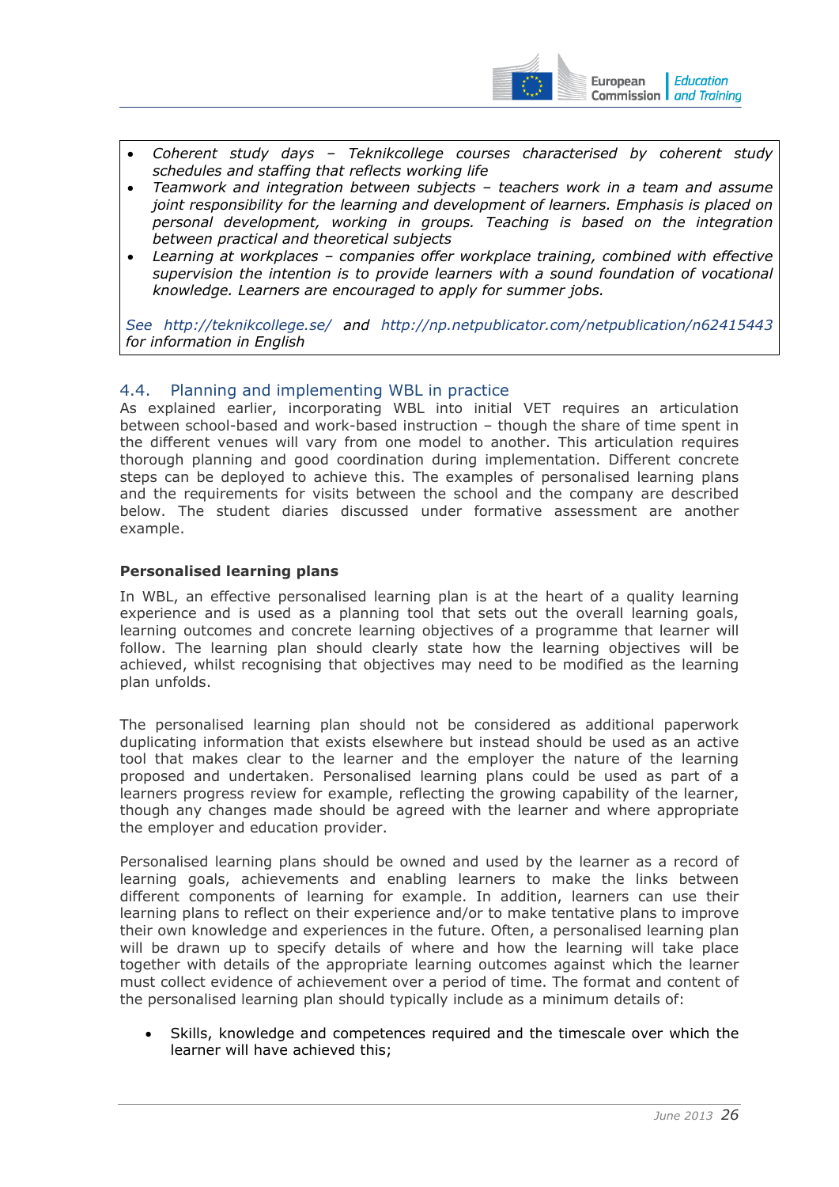- *Coherent study days – Teknikcollege courses characterised by coherent study schedules and staffing that reflects working life*
- *Teamwork and integration between subjects – teachers work in a team and assume joint responsibility for the learning and development of learners. Emphasis is placed on personal development, working in groups. Teaching is based on the integration between practical and theoretical subjects*
- *Learning at workplaces – companies offer workplace training, combined with effective supervision the intention is to provide learners with a sound foundation of vocational knowledge. Learners are encouraged to apply for summer jobs.*

*See http://teknikcollege.se/ and http://np.netpublicator.com/netpublication/n62415443 for information in English*

## 4.4. Planning and implementing WBL in practice

As explained earlier, incorporating WBL into initial VET requires an articulation between school-based and work-based instruction – though the share of time spent in the different venues will vary from one model to another. This articulation requires thorough planning and good coordination during implementation. Different concrete steps can be deployed to achieve this. The examples of personalised learning plans and the requirements for visits between the school and the company are described below. The student diaries discussed under formative assessment are another example.

### Personalised learning plans

In WBL, an effective personalised learning plan is at the heart of a quality learning experience and is used as a planning tool that sets out the overall learning goals, learning outcomes and concrete learning objectives of a programme that learner will follow. The learning plan should clearly state how the learning objectives will be achieved, whilst recognising that objectives may need to be modified as the learning plan unfolds.

The personalised learning plan should not be considered as additional paperwork duplicating information that exists elsewhere but instead should be used as an active tool that makes clear to the learner and the employer the nature of the learning proposed and undertaken. Personalised learning plans could be used as part of a learners progress review for example, reflecting the growing capability of the learner, though any changes made should be agreed with the learner and where appropriate the employer and education provider.

Personalised learning plans should be owned and used by the learner as a record of learning goals, achievements and enabling learners to make the links between different components of learning for example. In addition, learners can use their learning plans to reflect on their experience and/or to make tentative plans to improve their own knowledge and experiences in the future. Often, a personalised learning plan will be drawn up to specify details of where and how the learning will take place together with details of the appropriate learning outcomes against which the learner must collect evidence of achievement over a period of time. The format and content of the personalised learning plan should typically include as a minimum details of:

- Skills, knowledge and competences required and the timescale over which the learner will have achieved this;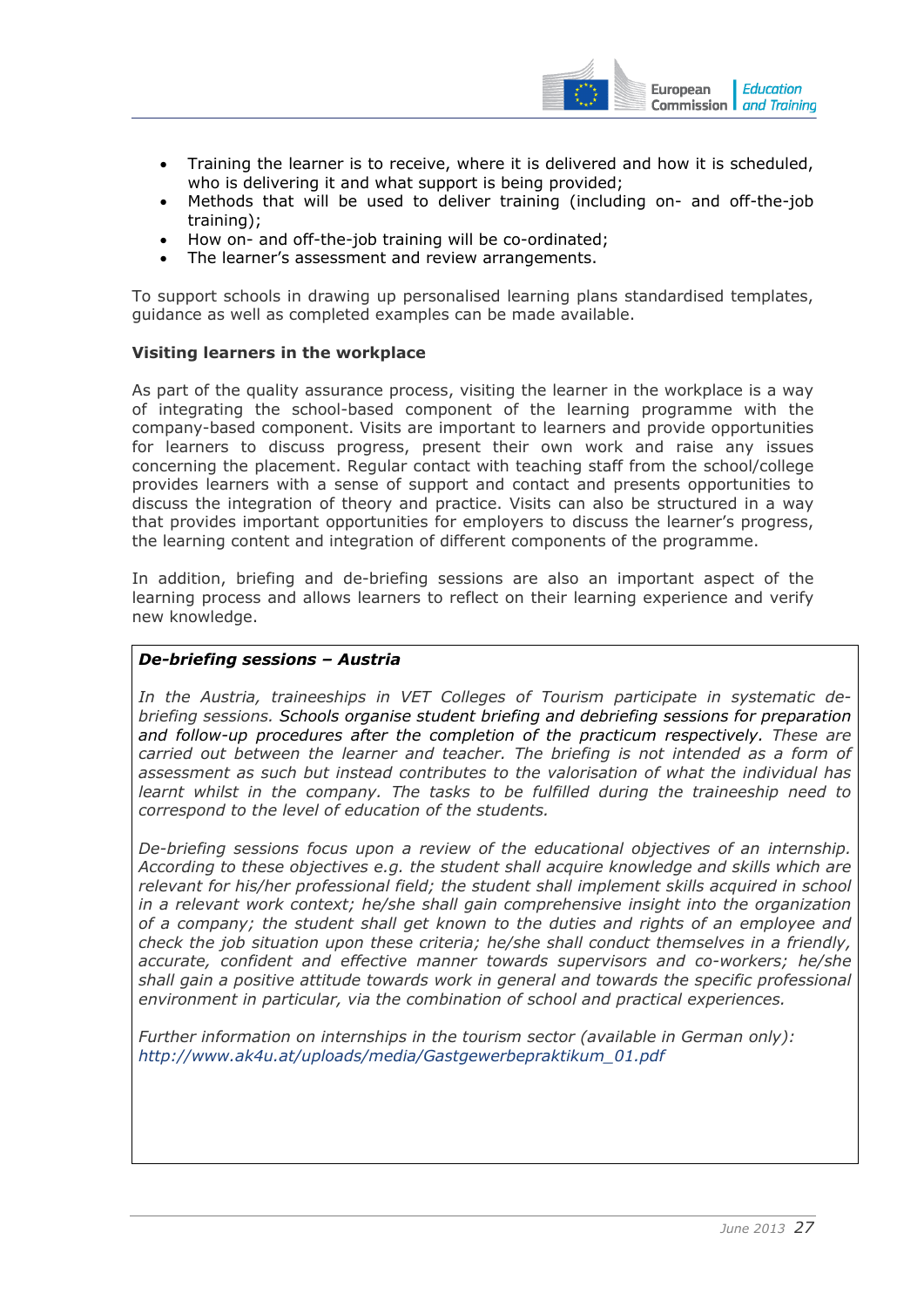- Training the learner is to receive, where it is delivered and how it is scheduled, who is delivering it and what support is being provided;
- Methods that will be used to deliver training (including on- and off-the-job training);
- How on- and off-the-job training will be co-ordinated;
- The learner's assessment and review arrangements.

To support schools in drawing up personalised learning plans standardised templates, guidance as well as completed examples can be made available.

**Visiting learners in the workplace**

As part of the quality assurance process, visiting the learner in the workplace is a way of integrating the school-based component of the learning programme with the company-based component. Visits are important to learners and provide opportunities for learners to discuss progress, present their own work and raise any issues concerning the placement. Regular contact with teaching staff from the school/college provides learners with a sense of support and contact and presents opportunities to discuss the integration of theory and practice. Visits can also be structured in a way that provides important opportunities for employers to discuss the learner's progress, the learning content and integration of different components of the programme.

In addition, briefing and de-briefing sessions are also an important aspect of the learning process and allows learners to reflect on their learning experience and verify new knowledge.

> ***De-briefing sessions – Austria***
>
> *In the Austria, traineeships in VET Colleges of Tourism participate in systematic de-briefing sessions. Schools organise student briefing and debriefing sessions for preparation and follow-up procedures after the completion of the practicum respectively. These are carried out between the learner and teacher. The briefing is not intended as a form of assessment as such but instead contributes to the valorisation of what the individual has learnt whilst in the company. The tasks to be fulfilled during the traineeship need to correspond to the level of education of the students.*
>
> *De-briefing sessions focus upon a review of the educational objectives of an internship. According to these objectives e.g. the student shall acquire knowledge and skills which are relevant for his/her professional field; the student shall implement skills acquired in school in a relevant work context; he/she shall gain comprehensive insight into the organization of a company; the student shall get known to the duties and rights of an employee and check the job situation upon these criteria; he/she shall conduct themselves in a friendly, accurate, confident and effective manner towards supervisors and co-workers; he/she shall gain a positive attitude towards work in general and towards the specific professional environment in particular, via the combination of school and practical experiences.*
>
> *Further information on internships in the tourism sector (available in German only): http://www.ak4u.at/uploads/media/Gastgewerbepraktikum_01.pdf*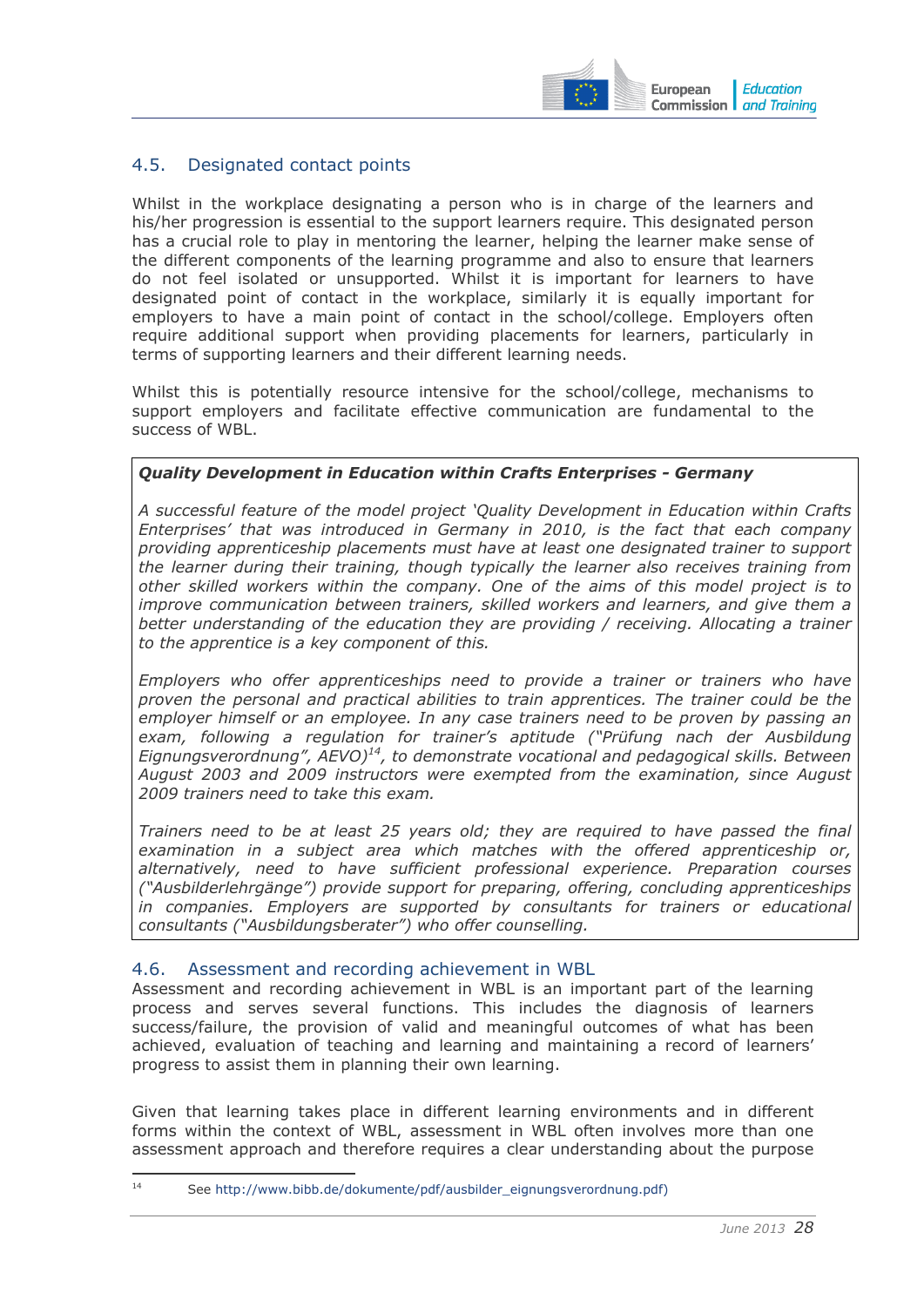## 4.5. Designated contact points

Whilst in the workplace designating a person who is in charge of the learners and his/her progression is essential to the support learners require. This designated person has a crucial role to play in mentoring the learner, helping the learner make sense of the different components of the learning programme and also to ensure that learners do not feel isolated or unsupported. Whilst it is important for learners to have designated point of contact in the workplace, similarly it is equally important for employers to have a main point of contact in the school/college. Employers often require additional support when providing placements for learners, particularly in terms of supporting learners and their different learning needs.

Whilst this is potentially resource intensive for the school/college, mechanisms to support employers and facilitate effective communication are fundamental to the success of WBL.

> ***Quality Development in Education within Crafts Enterprises - Germany***
>
> *A successful feature of the model project 'Quality Development in Education within Crafts Enterprises' that was introduced in Germany in 2010, is the fact that each company providing apprenticeship placements must have at least one designated trainer to support the learner during their training, though typically the learner also receives training from other skilled workers within the company. One of the aims of this model project is to improve communication between trainers, skilled workers and learners, and give them a better understanding of the education they are providing / receiving. Allocating a trainer to the apprentice is a key component of this.*
>
> *Employers who offer apprenticeships need to provide a trainer or trainers who have proven the personal and practical abilities to train apprentices. The trainer could be the employer himself or an employee. In any case trainers need to be proven by passing an exam, following a regulation for trainer's aptitude ("Prüfung nach der Ausbildung Eignungsverordnung", AEVO)*[14]*, to demonstrate vocational and pedagogical skills. Between August 2003 and 2009 instructors were exempted from the examination, since August 2009 trainers need to take this exam.*
>
> *Trainers need to be at least 25 years old; they are required to have passed the final examination in a subject area which matches with the offered apprenticeship or, alternatively, need to have sufficient professional experience. Preparation courses ("Ausbilderlehrgänge") provide support for preparing, offering, concluding apprenticeships in companies. Employers are supported by consultants for trainers or educational consultants ("Ausbildungsberater") who offer counselling.*

## 4.6. Assessment and recording achievement in WBL

Assessment and recording achievement in WBL is an important part of the learning process and serves several functions. This includes the diagnosis of learners success/failure, the provision of valid and meaningful outcomes of what has been achieved, evaluation of teaching and learning and maintaining a record of learners' progress to assist them in planning their own learning.

Given that learning takes place in different learning environments and in different forms within the context of WBL, assessment in WBL often involves more than one assessment approach and therefore requires a clear understanding about the purpose

---

[14] See http://www.bibb.de/dokumente/pdf/ausbilder_eignungsverordnung.pdf)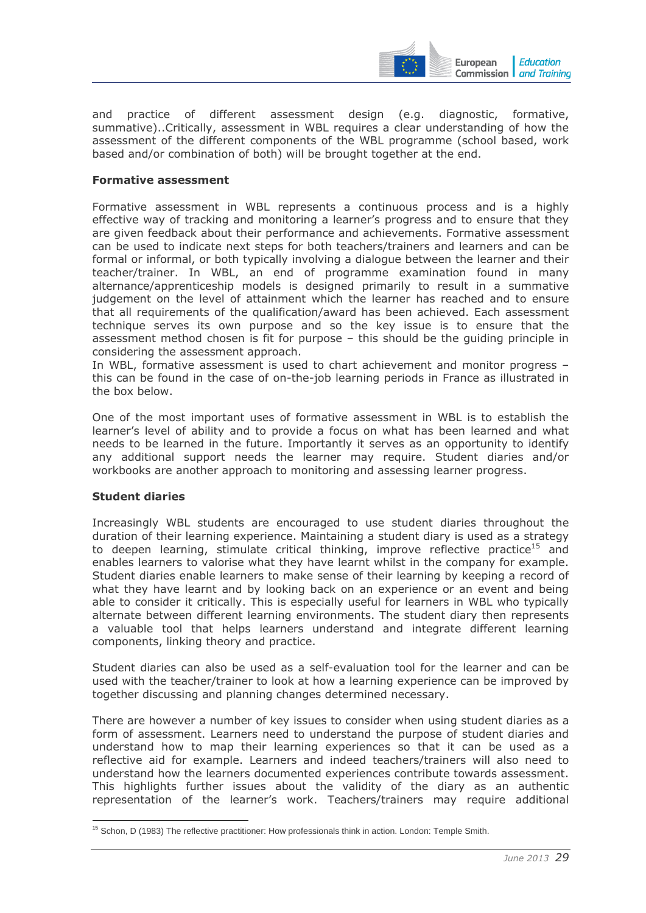and practice of different assessment design (e.g. diagnostic, formative, summative)..Critically, assessment in WBL requires a clear understanding of how the assessment of the different components of the WBL programme (school based, work based and/or combination of both) will be brought together at the end.

**Formative assessment**

Formative assessment in WBL represents a continuous process and is a highly effective way of tracking and monitoring a learner's progress and to ensure that they are given feedback about their performance and achievements. Formative assessment can be used to indicate next steps for both teachers/trainers and learners and can be formal or informal, or both typically involving a dialogue between the learner and their teacher/trainer. In WBL, an end of programme examination found in many alternance/apprenticeship models is designed primarily to result in a summative judgement on the level of attainment which the learner has reached and to ensure that all requirements of the qualification/award has been achieved. Each assessment technique serves its own purpose and so the key issue is to ensure that the assessment method chosen is fit for purpose – this should be the guiding principle in considering the assessment approach.
In WBL, formative assessment is used to chart achievement and monitor progress – this can be found in the case of on-the-job learning periods in France as illustrated in the box below.

One of the most important uses of formative assessment in WBL is to establish the learner's level of ability and to provide a focus on what has been learned and what needs to be learned in the future. Importantly it serves as an opportunity to identify any additional support needs the learner may require. Student diaries and/or workbooks are another approach to monitoring and assessing learner progress.

**Student diaries**

Increasingly WBL students are encouraged to use student diaries throughout the duration of their learning experience. Maintaining a student diary is used as a strategy to deepen learning, stimulate critical thinking, improve reflective practice[15] and enables learners to valorise what they have learnt whilst in the company for example. Student diaries enable learners to make sense of their learning by keeping a record of what they have learnt and by looking back on an experience or an event and being able to consider it critically. This is especially useful for learners in WBL who typically alternate between different learning environments. The student diary then represents a valuable tool that helps learners understand and integrate different learning components, linking theory and practice.

Student diaries can also be used as a self-evaluation tool for the learner and can be used with the teacher/trainer to look at how a learning experience can be improved by together discussing and planning changes determined necessary.

There are however a number of key issues to consider when using student diaries as a form of assessment. Learners need to understand the purpose of student diaries and understand how to map their learning experiences so that it can be used as a reflective aid for example. Learners and indeed teachers/trainers will also need to understand how the learners documented experiences contribute towards assessment. This highlights further issues about the validity of the diary as an authentic representation of the learner's work. Teachers/trainers may require additional

[15] Schon, D (1983) The reflective practitioner: How professionals think in action. London: Temple Smith.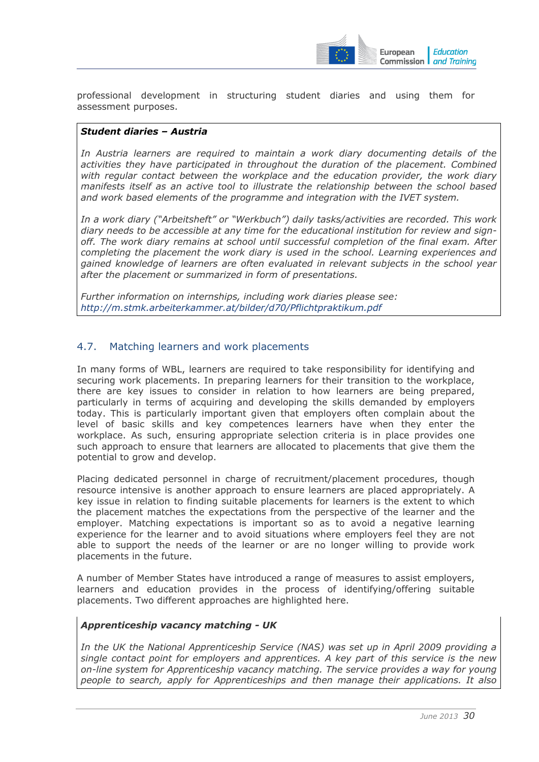professional development in structuring student diaries and using them for assessment purposes.

> ***Student diaries – Austria***
>
> *In Austria learners are required to maintain a work diary documenting details of the activities they have participated in throughout the duration of the placement. Combined with regular contact between the workplace and the education provider, the work diary manifests itself as an active tool to illustrate the relationship between the school based and work based elements of the programme and integration with the IVET system.*
>
> *In a work diary ("Arbeitsheft" or "Werkbuch") daily tasks/activities are recorded. This work diary needs to be accessible at any time for the educational institution for review and sign-off. The work diary remains at school until successful completion of the final exam. After completing the placement the work diary is used in the school. Learning experiences and gained knowledge of learners are often evaluated in relevant subjects in the school year after the placement or summarized in form of presentations.*
>
> *Further information on internships, including work diaries please see: http://m.stmk.arbeiterkammer.at/bilder/d70/Pflichtpraktikum.pdf*

## 4.7. Matching learners and work placements

In many forms of WBL, learners are required to take responsibility for identifying and securing work placements. In preparing learners for their transition to the workplace, there are key issues to consider in relation to how learners are being prepared, particularly in terms of acquiring and developing the skills demanded by employers today. This is particularly important given that employers often complain about the level of basic skills and key competences learners have when they enter the workplace. As such, ensuring appropriate selection criteria is in place provides one such approach to ensure that learners are allocated to placements that give them the potential to grow and develop.

Placing dedicated personnel in charge of recruitment/placement procedures, though resource intensive is another approach to ensure learners are placed appropriately. A key issue in relation to finding suitable placements for learners is the extent to which the placement matches the expectations from the perspective of the learner and the employer. Matching expectations is important so as to avoid a negative learning experience for the learner and to avoid situations where employers feel they are not able to support the needs of the learner or are no longer willing to provide work placements in the future.

A number of Member States have introduced a range of measures to assist employers, learners and education provides in the process of identifying/offering suitable placements. Two different approaches are highlighted here.

> ***Apprenticeship vacancy matching - UK***
>
> *In the UK the National Apprenticeship Service (NAS) was set up in April 2009 providing a single contact point for employers and apprentices. A key part of this service is the new on-line system for Apprenticeship vacancy matching. The service provides a way for young people to search, apply for Apprenticeships and then manage their applications. It also*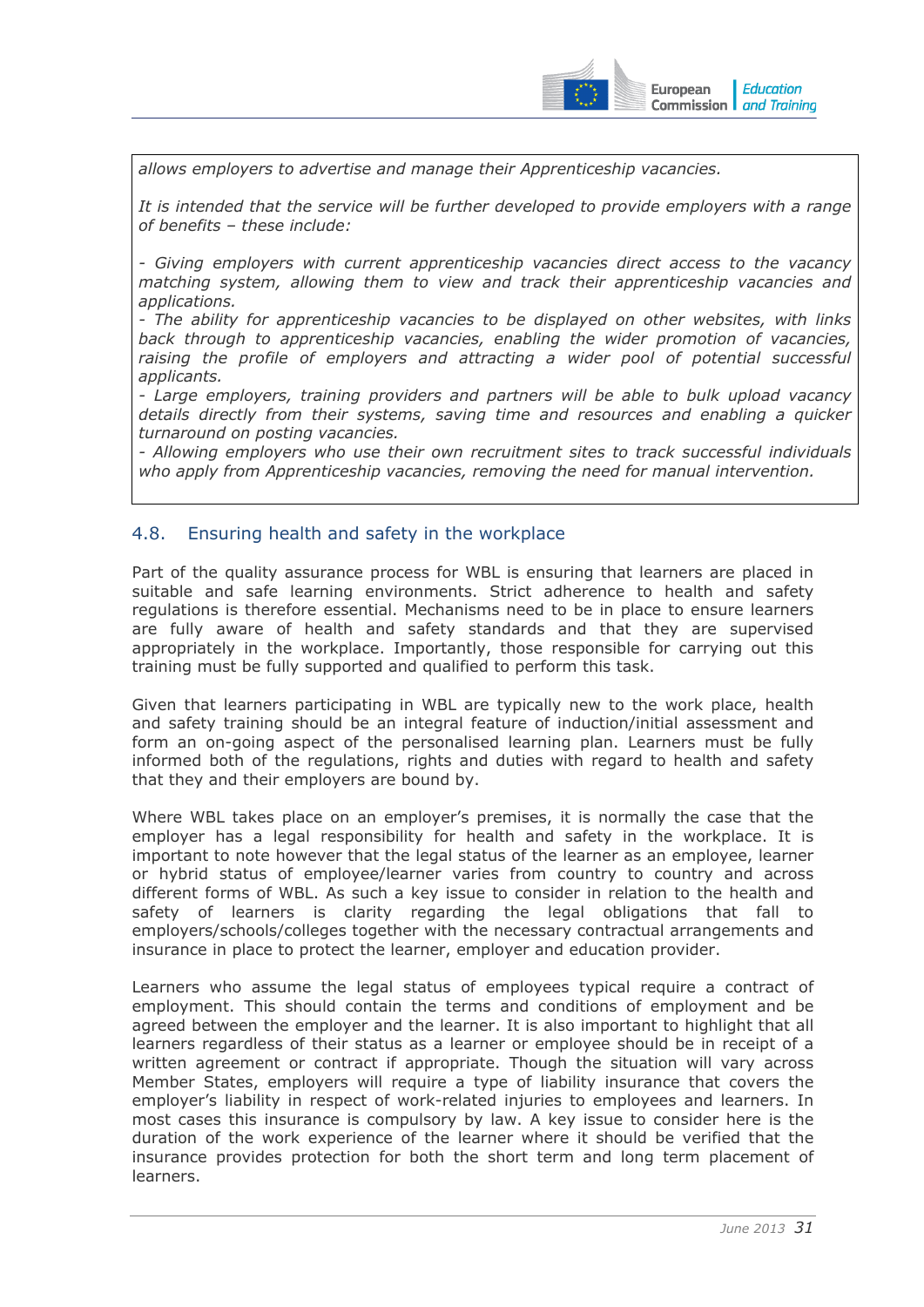*allows employers to advertise and manage their Apprenticeship vacancies.*

*It is intended that the service will be further developed to provide employers with a range of benefits – these include:*

*- Giving employers with current apprenticeship vacancies direct access to the vacancy matching system, allowing them to view and track their apprenticeship vacancies and applications.*
*- The ability for apprenticeship vacancies to be displayed on other websites, with links back through to apprenticeship vacancies, enabling the wider promotion of vacancies, raising the profile of employers and attracting a wider pool of potential successful applicants.*
*- Large employers, training providers and partners will be able to bulk upload vacancy details directly from their systems, saving time and resources and enabling a quicker turnaround on posting vacancies.*
*- Allowing employers who use their own recruitment sites to track successful individuals who apply from Apprenticeship vacancies, removing the need for manual intervention.*

## 4.8. Ensuring health and safety in the workplace

Part of the quality assurance process for WBL is ensuring that learners are placed in suitable and safe learning environments. Strict adherence to health and safety regulations is therefore essential. Mechanisms need to be in place to ensure learners are fully aware of health and safety standards and that they are supervised appropriately in the workplace. Importantly, those responsible for carrying out this training must be fully supported and qualified to perform this task.

Given that learners participating in WBL are typically new to the work place, health and safety training should be an integral feature of induction/initial assessment and form an on-going aspect of the personalised learning plan. Learners must be fully informed both of the regulations, rights and duties with regard to health and safety that they and their employers are bound by.

Where WBL takes place on an employer's premises, it is normally the case that the employer has a legal responsibility for health and safety in the workplace. It is important to note however that the legal status of the learner as an employee, learner or hybrid status of employee/learner varies from country to country and across different forms of WBL. As such a key issue to consider in relation to the health and safety of learners is clarity regarding the legal obligations that fall to employers/schools/colleges together with the necessary contractual arrangements and insurance in place to protect the learner, employer and education provider.

Learners who assume the legal status of employees typical require a contract of employment. This should contain the terms and conditions of employment and be agreed between the employer and the learner. It is also important to highlight that all learners regardless of their status as a learner or employee should be in receipt of a written agreement or contract if appropriate. Though the situation will vary across Member States, employers will require a type of liability insurance that covers the employer's liability in respect of work-related injuries to employees and learners. In most cases this insurance is compulsory by law. A key issue to consider here is the duration of the work experience of the learner where it should be verified that the insurance provides protection for both the short term and long term placement of learners.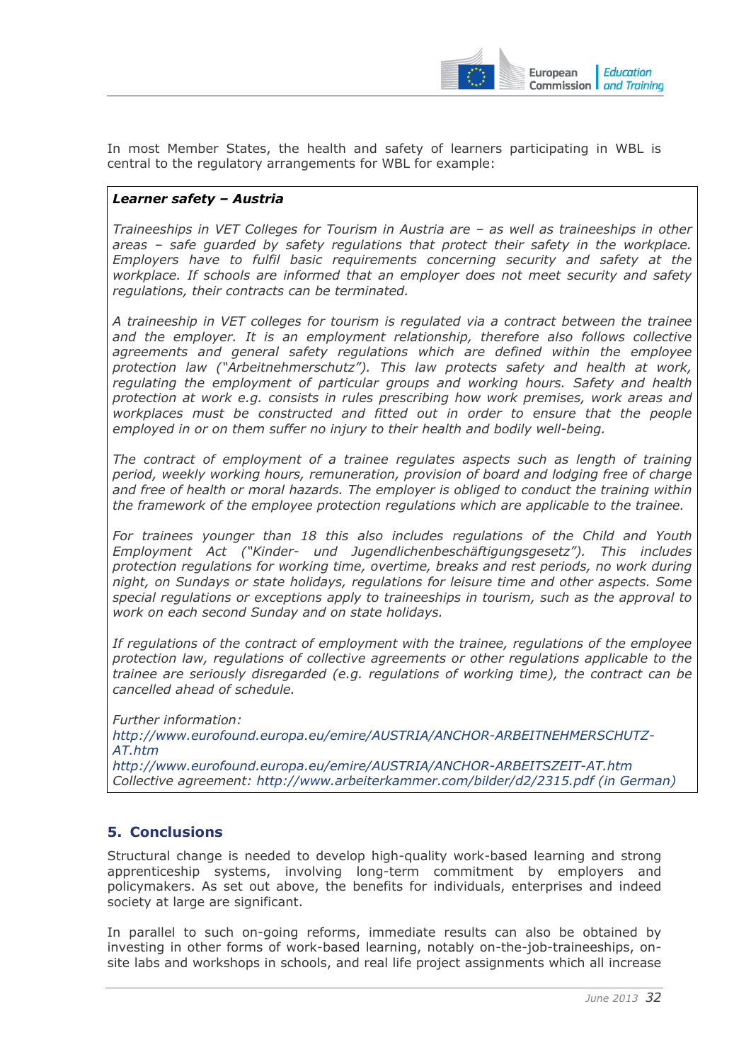In most Member States, the health and safety of learners participating in WBL is central to the regulatory arrangements for WBL for example:

> ***Learner safety – Austria***
>
> *Traineeships in VET Colleges for Tourism in Austria are – as well as traineeships in other areas – safe guarded by safety regulations that protect their safety in the workplace. Employers have to fulfil basic requirements concerning security and safety at the workplace. If schools are informed that an employer does not meet security and safety regulations, their contracts can be terminated.*
>
> *A traineeship in VET colleges for tourism is regulated via a contract between the trainee and the employer. It is an employment relationship, therefore also follows collective agreements and general safety regulations which are defined within the employee protection law ("Arbeitnehmerschutz"). This law protects safety and health at work, regulating the employment of particular groups and working hours. Safety and health protection at work e.g. consists in rules prescribing how work premises, work areas and workplaces must be constructed and fitted out in order to ensure that the people employed in or on them suffer no injury to their health and bodily well-being.*
>
> *The contract of employment of a trainee regulates aspects such as length of training period, weekly working hours, remuneration, provision of board and lodging free of charge and free of health or moral hazards. The employer is obliged to conduct the training within the framework of the employee protection regulations which are applicable to the trainee.*
>
> *For trainees younger than 18 this also includes regulations of the Child and Youth Employment Act ("Kinder- und Jugendlichenbeschäftigungsgesetz"). This includes protection regulations for working time, overtime, breaks and rest periods, no work during night, on Sundays or state holidays, regulations for leisure time and other aspects. Some special regulations or exceptions apply to traineeships in tourism, such as the approval to work on each second Sunday and on state holidays.*
>
> *If regulations of the contract of employment with the trainee, regulations of the employee protection law, regulations of collective agreements or other regulations applicable to the trainee are seriously disregarded (e.g. regulations of working time), the contract can be cancelled ahead of schedule.*
>
> *Further information:*
> *http://www.eurofound.europa.eu/emire/AUSTRIA/ANCHOR-ARBEITNEHMERSCHUTZ-AT.htm*
> *http://www.eurofound.europa.eu/emire/AUSTRIA/ANCHOR-ARBEITSZEIT-AT.htm*
> *Collective agreement: http://www.arbeiterkammer.com/bilder/d2/2315.pdf (in German)*

## 5. Conclusions

Structural change is needed to develop high-quality work-based learning and strong apprenticeship systems, involving long-term commitment by employers and policymakers. As set out above, the benefits for individuals, enterprises and indeed society at large are significant.

In parallel to such on-going reforms, immediate results can also be obtained by investing in other forms of work-based learning, notably on-the-job-traineeships, on-site labs and workshops in schools, and real life project assignments which all increase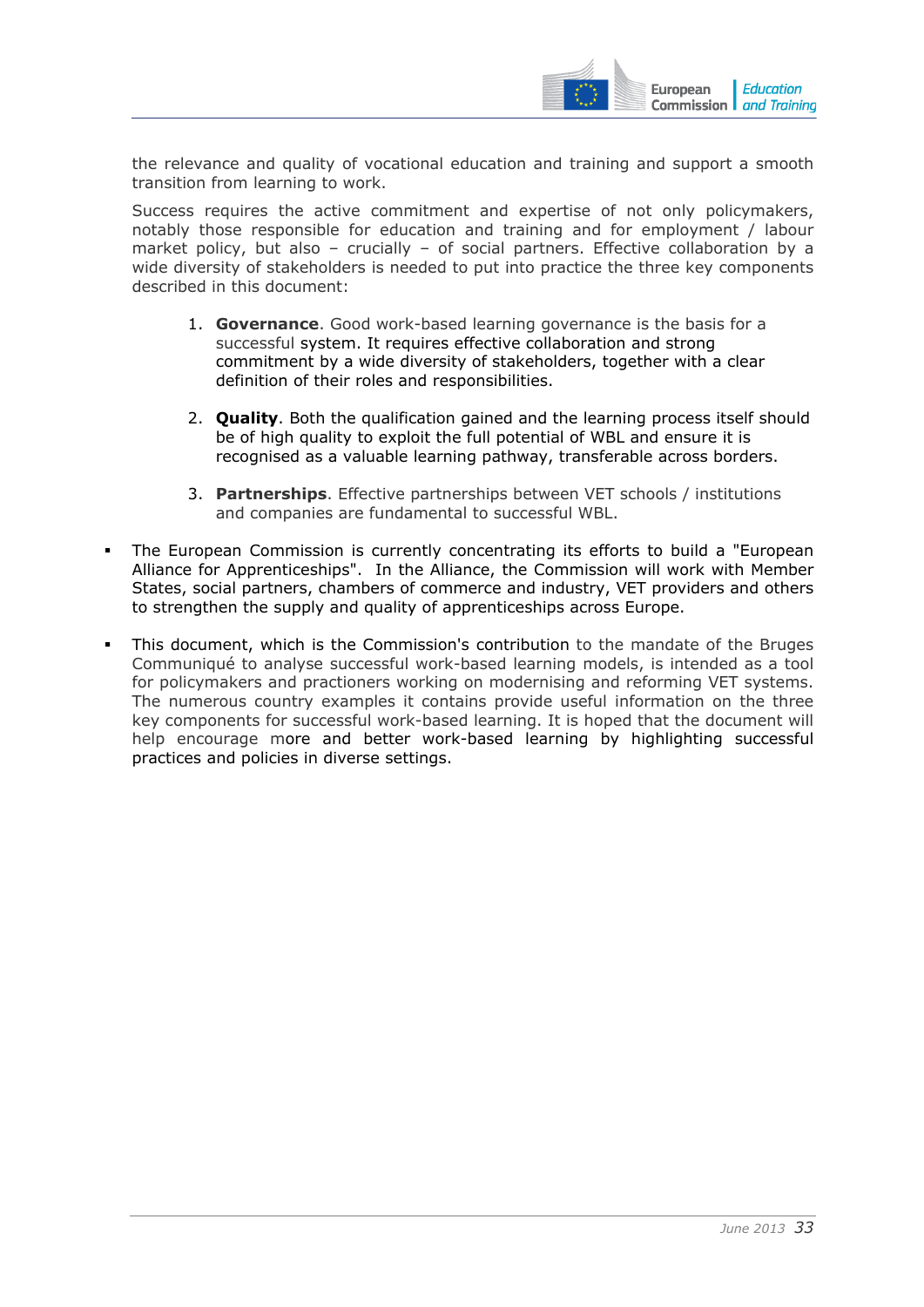the relevance and quality of vocational education and training and support a smooth transition from learning to work.

Success requires the active commitment and expertise of not only policymakers, notably those responsible for education and training and for employment / labour market policy, but also – crucially – of social partners. Effective collaboration by a wide diversity of stakeholders is needed to put into practice the three key components described in this document:

1. **Governance**. Good work-based learning governance is the basis for a successful system. It requires effective collaboration and strong commitment by a wide diversity of stakeholders, together with a clear definition of their roles and responsibilities.

2. **Quality**. Both the qualification gained and the learning process itself should be of high quality to exploit the full potential of WBL and ensure it is recognised as a valuable learning pathway, transferable across borders.

3. **Partnerships**. Effective partnerships between VET schools / institutions and companies are fundamental to successful WBL.

- The European Commission is currently concentrating its efforts to build a "European Alliance for Apprenticeships". In the Alliance, the Commission will work with Member States, social partners, chambers of commerce and industry, VET providers and others to strengthen the supply and quality of apprenticeships across Europe.

- This document, which is the Commission's contribution to the mandate of the Bruges Communiqué to analyse successful work-based learning models, is intended as a tool for policymakers and practioners working on modernising and reforming VET systems. The numerous country examples it contains provide useful information on the three key components for successful work-based learning. It is hoped that the document will help encourage more and better work-based learning by highlighting successful practices and policies in diverse settings.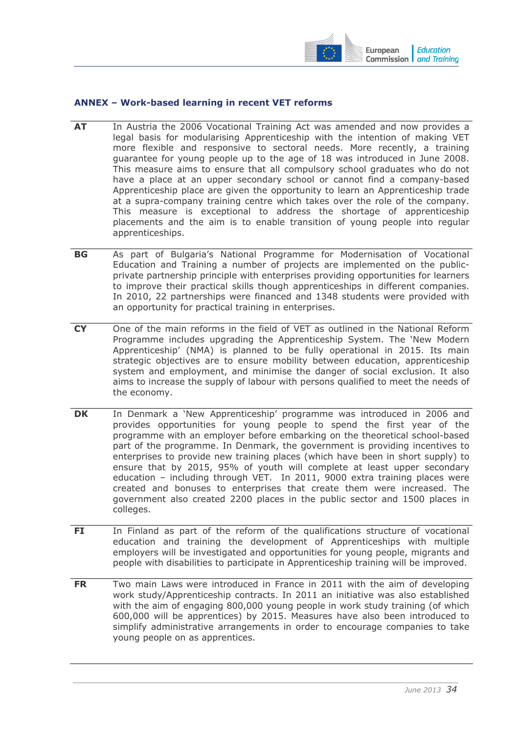**ANNEX – Work-based learning in recent VET reforms**

| | |
|---|---|
| **AT** | In Austria the 2006 Vocational Training Act was amended and now provides a legal basis for modularising Apprenticeship with the intention of making VET more flexible and responsive to sectoral needs. More recently, a training guarantee for young people up to the age of 18 was introduced in June 2008. This measure aims to ensure that all compulsory school graduates who do not have a place at an upper secondary school or cannot find a company-based Apprenticeship place are given the opportunity to learn an Apprenticeship trade at a supra-company training centre which takes over the role of the company. This measure is exceptional to address the shortage of apprenticeship placements and the aim is to enable transition of young people into regular apprenticeships. |
| **BG** | As part of Bulgaria's National Programme for Modernisation of Vocational Education and Training a number of projects are implemented on the public-private partnership principle with enterprises providing opportunities for learners to improve their practical skills though apprenticeships in different companies. In 2010, 22 partnerships were financed and 1348 students were provided with an opportunity for practical training in enterprises. |
| **CY** | One of the main reforms in the field of VET as outlined in the National Reform Programme includes upgrading the Apprenticeship System. The 'New Modern Apprenticeship' (NMA) is planned to be fully operational in 2015. Its main strategic objectives are to ensure mobility between education, apprenticeship system and employment, and minimise the danger of social exclusion. It also aims to increase the supply of labour with persons qualified to meet the needs of the economy. |
| **DK** | In Denmark a 'New Apprenticeship' programme was introduced in 2006 and provides opportunities for young people to spend the first year of the programme with an employer before embarking on the theoretical school-based part of the programme. In Denmark, the government is providing incentives to enterprises to provide new training places (which have been in short supply) to ensure that by 2015, 95% of youth will complete at least upper secondary education – including through VET. In 2011, 9000 extra training places were created and bonuses to enterprises that create them were increased. The government also created 2200 places in the public sector and 1500 places in colleges. |
| **FI** | In Finland as part of the reform of the qualifications structure of vocational education and training the development of Apprenticeships with multiple employers will be investigated and opportunities for young people, migrants and people with disabilities to participate in Apprenticeship training will be improved. |
| **FR** | Two main Laws were introduced in France in 2011 with the aim of developing work study/Apprenticeship contracts. In 2011 an initiative was also established with the aim of engaging 800,000 young people in work study training (of which 600,000 will be apprentices) by 2015. Measures have also been introduced to simplify administrative arrangements in order to encourage companies to take young people on as apprentices. |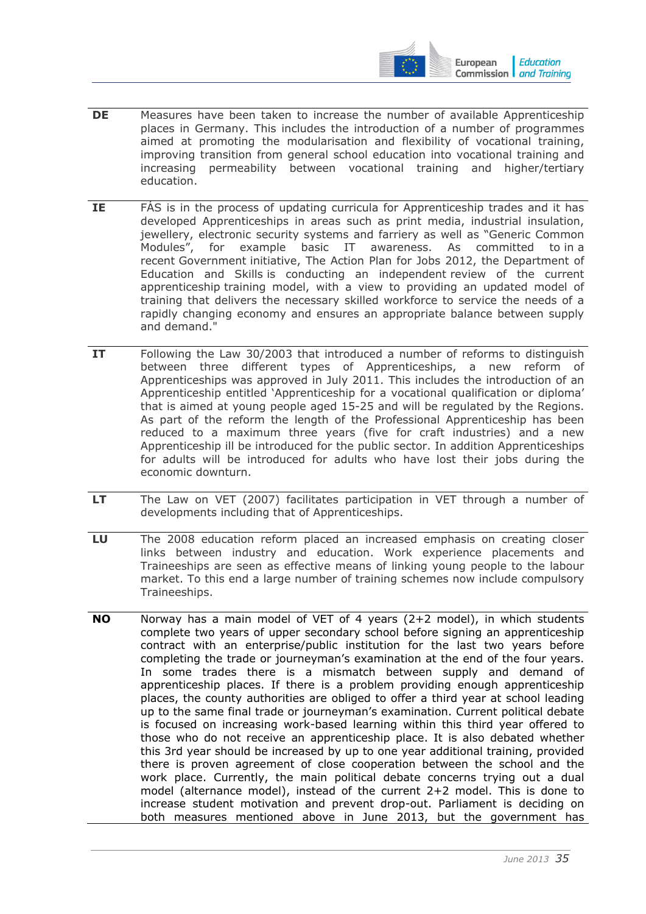| | |
|---|---|
| **DE** | Measures have been taken to increase the number of available Apprenticeship places in Germany. This includes the introduction of a number of programmes aimed at promoting the modularisation and flexibility of vocational training, improving transition from general school education into vocational training and increasing permeability between vocational training and higher/tertiary education. |
| **IE** | FÁS is in the process of updating curricula for Apprenticeship trades and it has developed Apprenticeships in areas such as print media, industrial insulation, jewellery, electronic security systems and farriery as well as "Generic Common Modules", for example basic IT awareness. As committed to in a recent Government initiative, The Action Plan for Jobs 2012, the Department of Education and Skills is conducting an independent review of the current apprenticeship training model, with a view to providing an updated model of training that delivers the necessary skilled workforce to service the needs of a rapidly changing economy and ensures an appropriate balance between supply and demand." |
| **IT** | Following the Law 30/2003 that introduced a number of reforms to distinguish between three different types of Apprenticeships, a new reform of Apprenticeships was approved in July 2011. This includes the introduction of an Apprenticeship entitled 'Apprenticeship for a vocational qualification or diploma' that is aimed at young people aged 15-25 and will be regulated by the Regions. As part of the reform the length of the Professional Apprenticeship has been reduced to a maximum three years (five for craft industries) and a new Apprenticeship ill be introduced for the public sector. In addition Apprenticeships for adults will be introduced for adults who have lost their jobs during the economic downturn. |
| **LT** | The Law on VET (2007) facilitates participation in VET through a number of developments including that of Apprenticeships. |
| **LU** | The 2008 education reform placed an increased emphasis on creating closer links between industry and education. Work experience placements and Traineeships are seen as effective means of linking young people to the labour market. To this end a large number of training schemes now include compulsory Traineeships. |
| **NO** | Norway has a main model of VET of 4 years (2+2 model), in which students complete two years of upper secondary school before signing an apprenticeship contract with an enterprise/public institution for the last two years before completing the trade or journeyman's examination at the end of the four years. In some trades there is a mismatch between supply and demand of apprenticeship places. If there is a problem providing enough apprenticeship places, the county authorities are obliged to offer a third year at school leading up to the same final trade or journeyman's examination. Current political debate is focused on increasing work-based learning within this third year offered to those who do not receive an apprenticeship place. It is also debated whether this 3rd year should be increased by up to one year additional training, provided there is proven agreement of close cooperation between the school and the work place. Currently, the main political debate concerns trying out a dual model (alternance model), instead of the current 2+2 model. This is done to increase student motivation and prevent drop-out. Parliament is deciding on both measures mentioned above in June 2013, but the government has |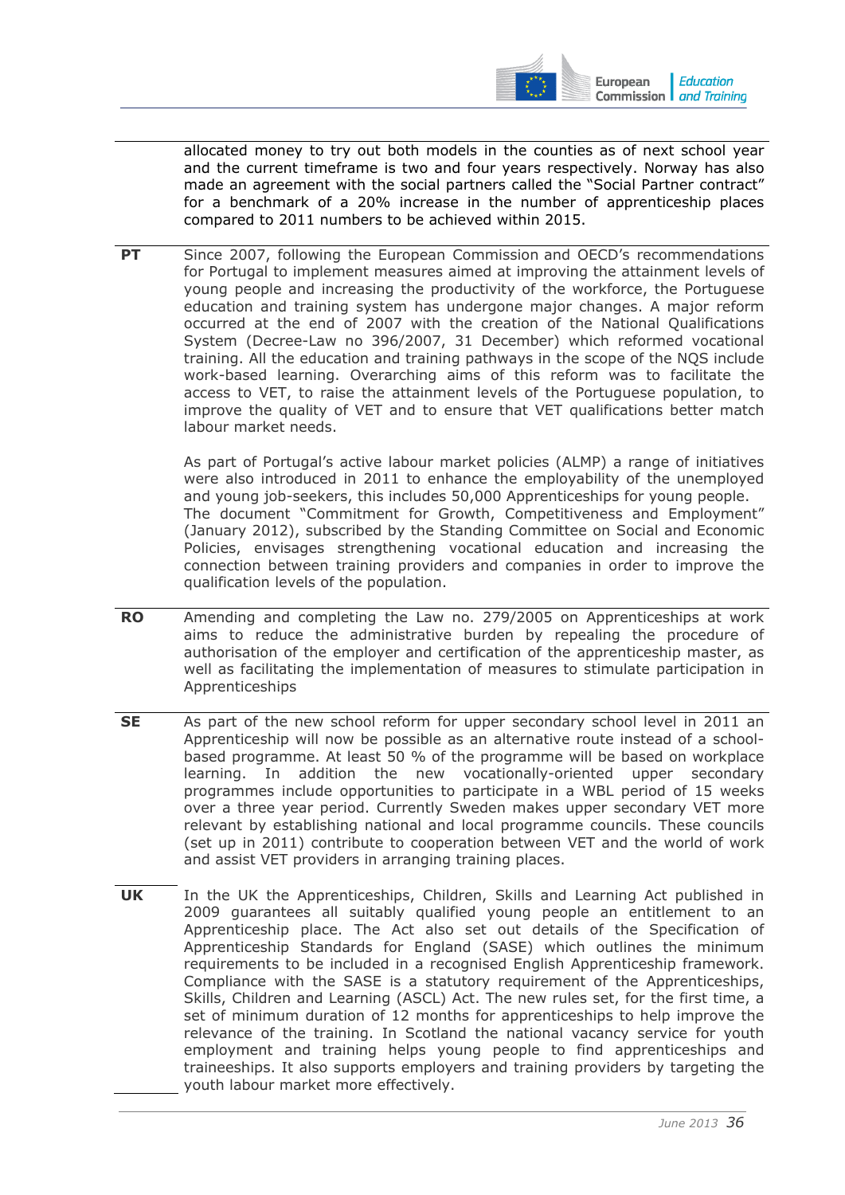| | |
|---|---|
| | allocated money to try out both models in the counties as of next school year and the current timeframe is two and four years respectively. Norway has also made an agreement with the social partners called the "Social Partner contract" for a benchmark of a 20% increase in the number of apprenticeship places compared to 2011 numbers to be achieved within 2015. |
| **PT** | Since 2007, following the European Commission and OECD's recommendations for Portugal to implement measures aimed at improving the attainment levels of young people and increasing the productivity of the workforce, the Portuguese education and training system has undergone major changes. A major reform occurred at the end of 2007 with the creation of the National Qualifications System (Decree-Law no 396/2007, 31 December) which reformed vocational training. All the education and training pathways in the scope of the NQS include work-based learning. Overarching aims of this reform was to facilitate the access to VET, to raise the attainment levels of the Portuguese population, to improve the quality of VET and to ensure that VET qualifications better match labour market needs.<br><br>As part of Portugal's active labour market policies (ALMP) a range of initiatives were also introduced in 2011 to enhance the employability of the unemployed and young job-seekers, this includes 50,000 Apprenticeships for young people. The document "Commitment for Growth, Competitiveness and Employment" (January 2012), subscribed by the Standing Committee on Social and Economic Policies, envisages strengthening vocational education and increasing the connection between training providers and companies in order to improve the qualification levels of the population. |
| **RO** | Amending and completing the Law no. 279/2005 on Apprenticeships at work aims to reduce the administrative burden by repealing the procedure of authorisation of the employer and certification of the apprenticeship master, as well as facilitating the implementation of measures to stimulate participation in Apprenticeships |
| **SE** | As part of the new school reform for upper secondary school level in 2011 an Apprenticeship will now be possible as an alternative route instead of a school-based programme. At least 50 % of the programme will be based on workplace learning. In addition the new vocationally-oriented upper secondary programmes include opportunities to participate in a WBL period of 15 weeks over a three year period. Currently Sweden makes upper secondary VET more relevant by establishing national and local programme councils. These councils (set up in 2011) contribute to cooperation between VET and the world of work and assist VET providers in arranging training places. |
| **UK** | In the UK the Apprenticeships, Children, Skills and Learning Act published in 2009 guarantees all suitably qualified young people an entitlement to an Apprenticeship place. The Act also set out details of the Specification of Apprenticeship Standards for England (SASE) which outlines the minimum requirements to be included in a recognised English Apprenticeship framework. Compliance with the SASE is a statutory requirement of the Apprenticeships, Skills, Children and Learning (ASCL) Act. The new rules set, for the first time, a set of minimum duration of 12 months for apprenticeships to help improve the relevance of the training. In Scotland the national vacancy service for youth employment and training helps young people to find apprenticeships and traineeships. It also supports employers and training providers by targeting the youth labour market more effectively. |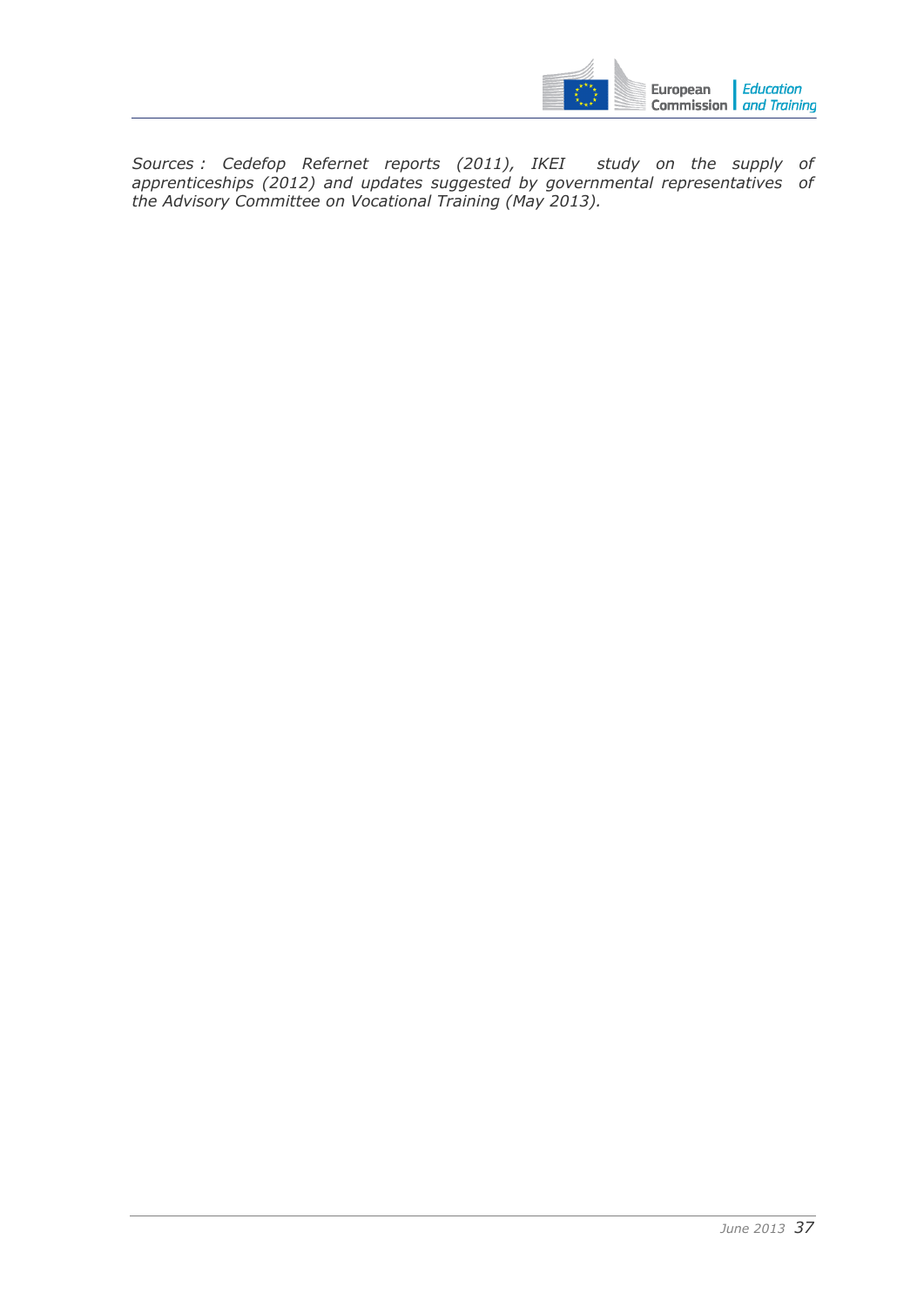*Sources : Cedefop Refernet reports (2011), IKEI study on the supply of apprenticeships (2012) and updates suggested by governmental representatives of the Advisory Committee on Vocational Training (May 2013).*